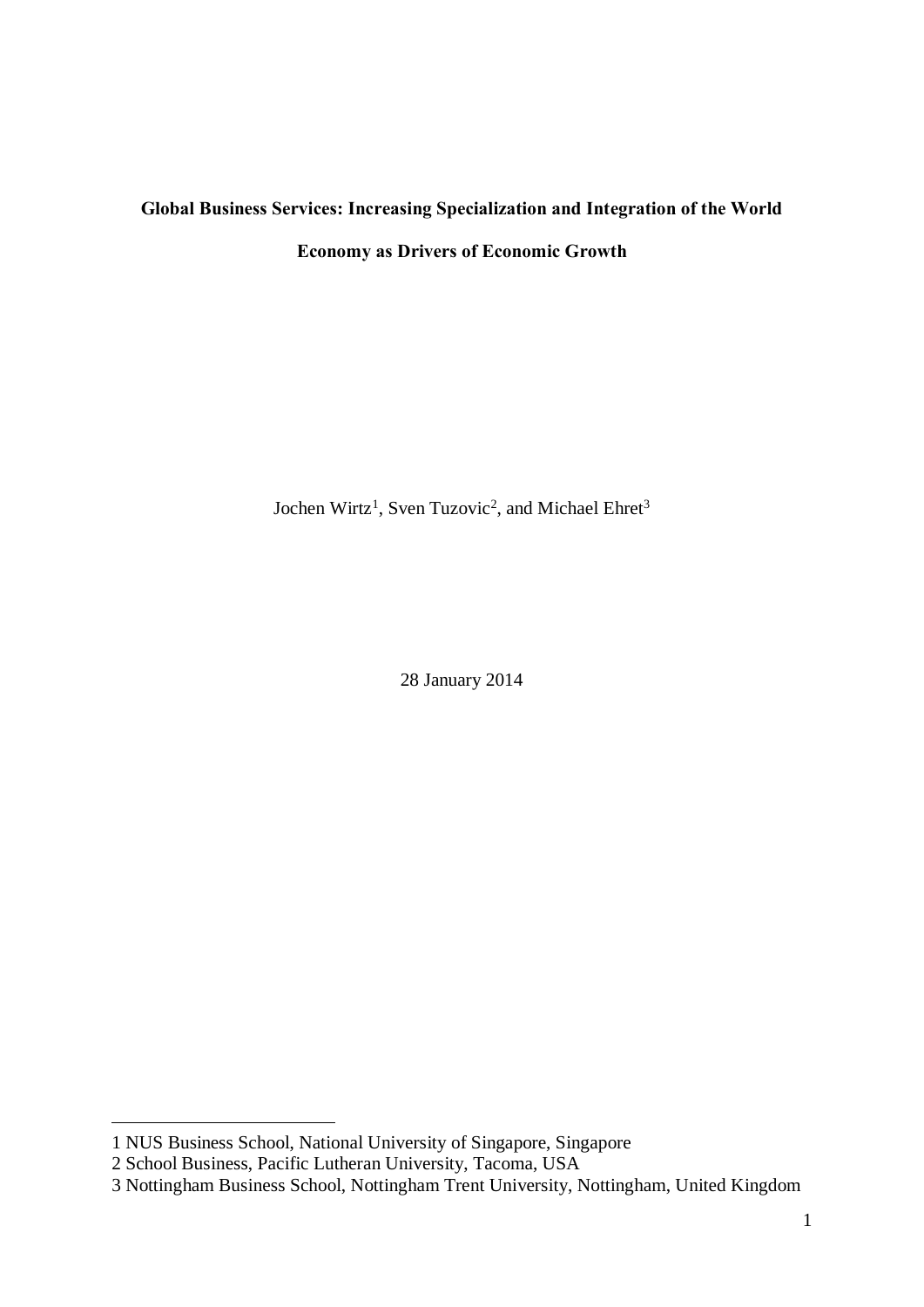**Global Business Services: Increasing Specialization and Integration of the World Economy as Drivers of Economic Growth**

Jochen Wirtz[1], Sven Tuzovic[2], and Michael Ehret[3]

28 January 2014

1 NUS Business School, National University of Singapore, Singapore

2 School Business, Pacific Lutheran University, Tacoma, USA

3 Nottingham Business School, Nottingham Trent University, Nottingham, United Kingdom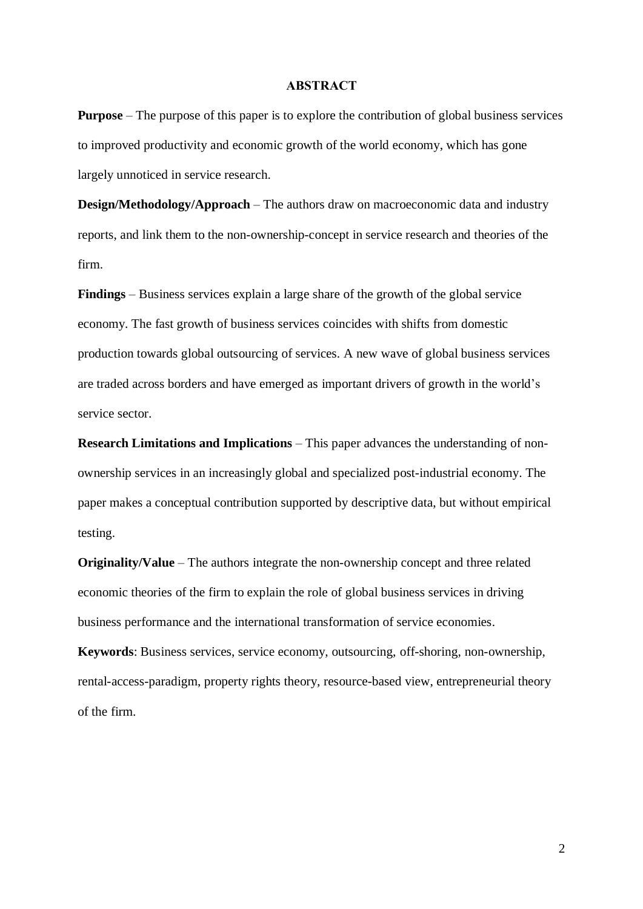## ABSTRACT

**Purpose** – The purpose of this paper is to explore the contribution of global business services to improved productivity and economic growth of the world economy, which has gone largely unnoticed in service research.

**Design/Methodology/Approach** – The authors draw on macroeconomic data and industry reports, and link them to the non-ownership-concept in service research and theories of the firm.

**Findings** – Business services explain a large share of the growth of the global service economy. The fast growth of business services coincides with shifts from domestic production towards global outsourcing of services. A new wave of global business services are traded across borders and have emerged as important drivers of growth in the world's service sector.

**Research Limitations and Implications** – This paper advances the understanding of non-ownership services in an increasingly global and specialized post-industrial economy. The paper makes a conceptual contribution supported by descriptive data, but without empirical testing.

**Originality/Value** – The authors integrate the non-ownership concept and three related economic theories of the firm to explain the role of global business services in driving business performance and the international transformation of service economies.

**Keywords**: Business services, service economy, outsourcing, off-shoring, non-ownership, rental-access-paradigm, property rights theory, resource-based view, entrepreneurial theory of the firm.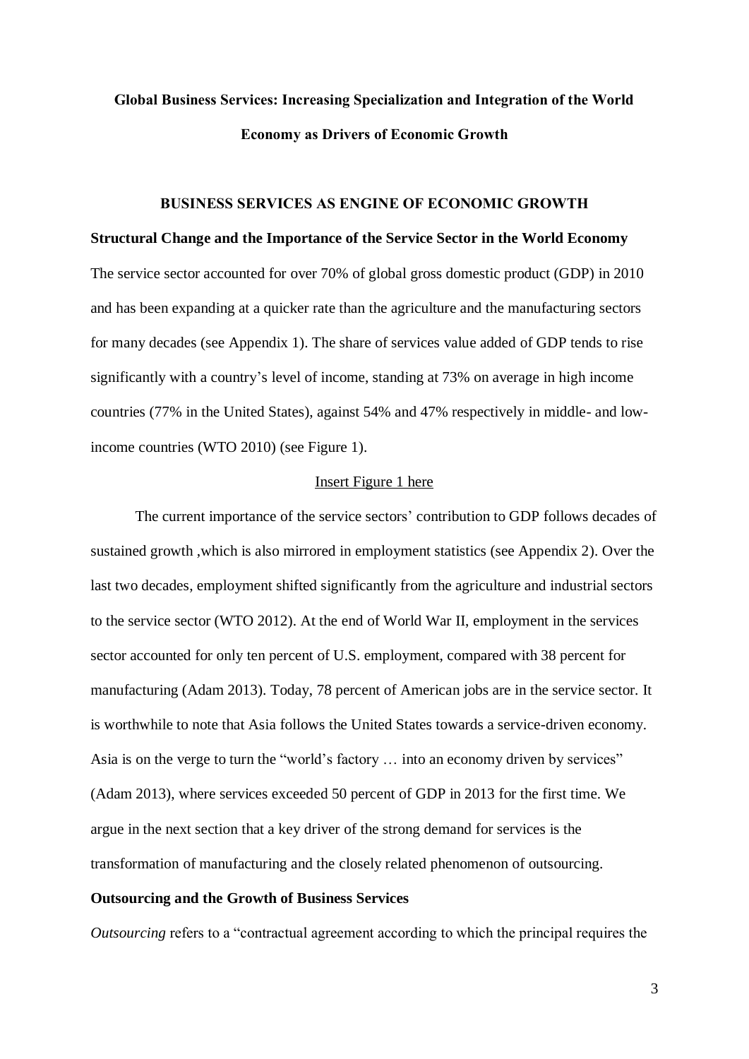# Global Business Services: Increasing Specialization and Integration of the World Economy as Drivers of Economic Growth

## BUSINESS SERVICES AS ENGINE OF ECONOMIC GROWTH

### Structural Change and the Importance of the Service Sector in the World Economy

The service sector accounted for over 70% of global gross domestic product (GDP) in 2010 and has been expanding at a quicker rate than the agriculture and the manufacturing sectors for many decades (see Appendix 1). The share of services value added of GDP tends to rise significantly with a country's level of income, standing at 73% on average in high income countries (77% in the United States), against 54% and 47% respectively in middle- and low-income countries (WTO 2010) (see Figure 1).

Insert Figure 1 here

The current importance of the service sectors' contribution to GDP follows decades of sustained growth ,which is also mirrored in employment statistics (see Appendix 2). Over the last two decades, employment shifted significantly from the agriculture and industrial sectors to the service sector (WTO 2012). At the end of World War II, employment in the services sector accounted for only ten percent of U.S. employment, compared with 38 percent for manufacturing (Adam 2013). Today, 78 percent of American jobs are in the service sector. It is worthwhile to note that Asia follows the United States towards a service-driven economy. Asia is on the verge to turn the "world's factory … into an economy driven by services" (Adam 2013), where services exceeded 50 percent of GDP in 2013 for the first time. We argue in the next section that a key driver of the strong demand for services is the transformation of manufacturing and the closely related phenomenon of outsourcing.

### Outsourcing and the Growth of Business Services

*Outsourcing* refers to a "contractual agreement according to which the principal requires the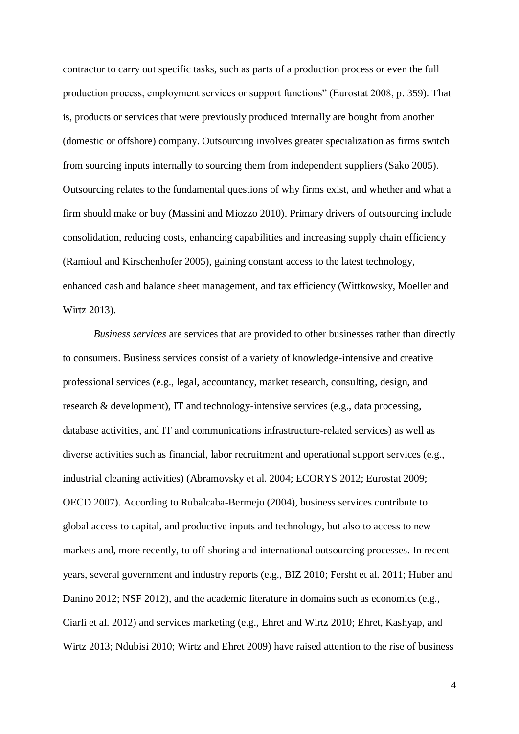contractor to carry out specific tasks, such as parts of a production process or even the full production process, employment services or support functions" (Eurostat 2008, p. 359). That is, products or services that were previously produced internally are bought from another (domestic or offshore) company. Outsourcing involves greater specialization as firms switch from sourcing inputs internally to sourcing them from independent suppliers (Sako 2005). Outsourcing relates to the fundamental questions of why firms exist, and whether and what a firm should make or buy (Massini and Miozzo 2010). Primary drivers of outsourcing include consolidation, reducing costs, enhancing capabilities and increasing supply chain efficiency (Ramioul and Kirschenhofer 2005), gaining constant access to the latest technology, enhanced cash and balance sheet management, and tax efficiency (Wittkowsky, Moeller and Wirtz 2013).

*Business services* are services that are provided to other businesses rather than directly to consumers. Business services consist of a variety of knowledge-intensive and creative professional services (e.g., legal, accountancy, market research, consulting, design, and research & development), IT and technology-intensive services (e.g., data processing, database activities, and IT and communications infrastructure-related services) as well as diverse activities such as financial, labor recruitment and operational support services (e.g., industrial cleaning activities) (Abramovsky et al. 2004; ECORYS 2012; Eurostat 2009; OECD 2007). According to Rubalcaba-Bermejo (2004), business services contribute to global access to capital, and productive inputs and technology, but also to access to new markets and, more recently, to off-shoring and international outsourcing processes. In recent years, several government and industry reports (e.g., BIZ 2010; Fersht et al. 2011; Huber and Danino 2012; NSF 2012), and the academic literature in domains such as economics (e.g., Ciarli et al. 2012) and services marketing (e.g., Ehret and Wirtz 2010; Ehret, Kashyap, and Wirtz 2013; Ndubisi 2010; Wirtz and Ehret 2009) have raised attention to the rise of business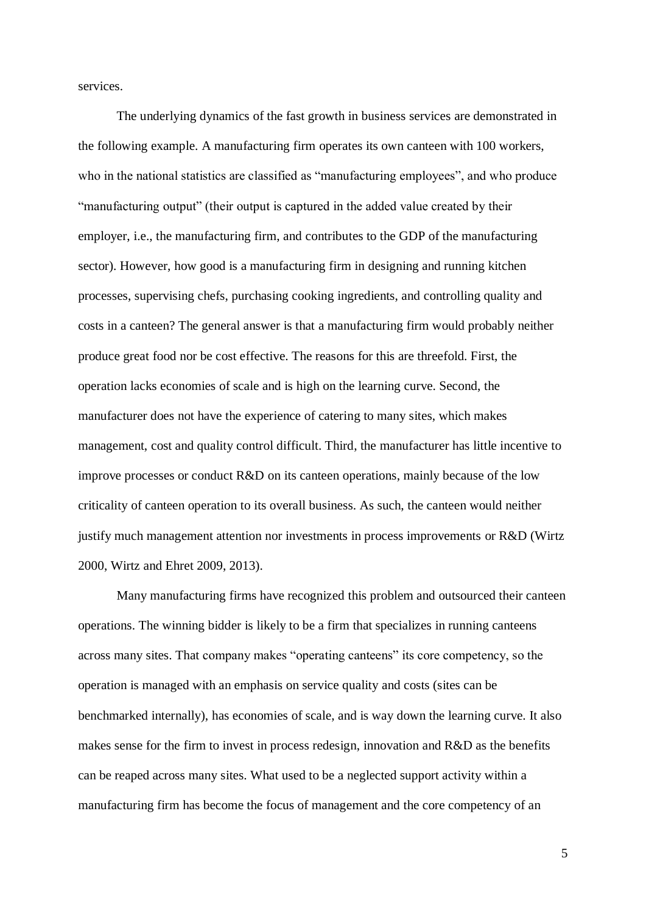services.

The underlying dynamics of the fast growth in business services are demonstrated in the following example. A manufacturing firm operates its own canteen with 100 workers, who in the national statistics are classified as "manufacturing employees", and who produce "manufacturing output" (their output is captured in the added value created by their employer, i.e., the manufacturing firm, and contributes to the GDP of the manufacturing sector). However, how good is a manufacturing firm in designing and running kitchen processes, supervising chefs, purchasing cooking ingredients, and controlling quality and costs in a canteen? The general answer is that a manufacturing firm would probably neither produce great food nor be cost effective. The reasons for this are threefold. First, the operation lacks economies of scale and is high on the learning curve. Second, the manufacturer does not have the experience of catering to many sites, which makes management, cost and quality control difficult. Third, the manufacturer has little incentive to improve processes or conduct R&D on its canteen operations, mainly because of the low criticality of canteen operation to its overall business. As such, the canteen would neither justify much management attention nor investments in process improvements or R&D (Wirtz 2000, Wirtz and Ehret 2009, 2013).

Many manufacturing firms have recognized this problem and outsourced their canteen operations. The winning bidder is likely to be a firm that specializes in running canteens across many sites. That company makes "operating canteens" its core competency, so the operation is managed with an emphasis on service quality and costs (sites can be benchmarked internally), has economies of scale, and is way down the learning curve. It also makes sense for the firm to invest in process redesign, innovation and R&D as the benefits can be reaped across many sites. What used to be a neglected support activity within a manufacturing firm has become the focus of management and the core competency of an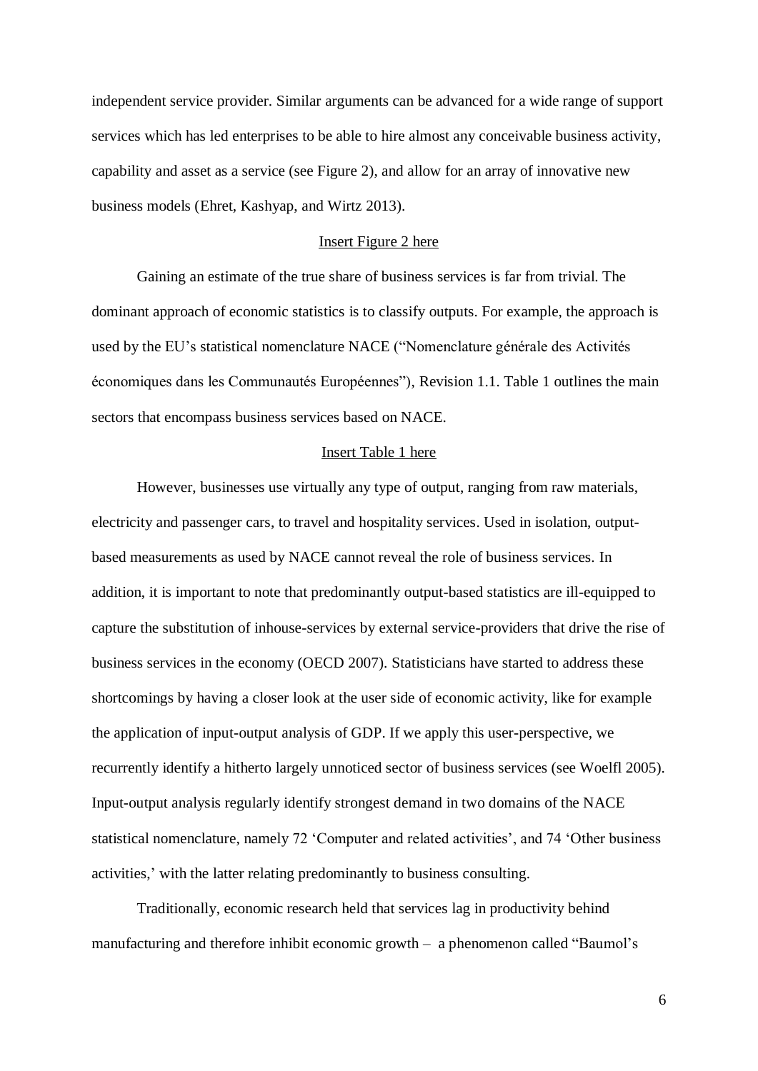independent service provider. Similar arguments can be advanced for a wide range of support services which has led enterprises to be able to hire almost any conceivable business activity, capability and asset as a service (see Figure 2), and allow for an array of innovative new business models (Ehret, Kashyap, and Wirtz 2013).

Insert Figure 2 here

Gaining an estimate of the true share of business services is far from trivial. The dominant approach of economic statistics is to classify outputs. For example, the approach is used by the EU's statistical nomenclature NACE ("Nomenclature générale des Activités économiques dans les Communautés Européennes"), Revision 1.1. Table 1 outlines the main sectors that encompass business services based on NACE.

Insert Table 1 here

However, businesses use virtually any type of output, ranging from raw materials, electricity and passenger cars, to travel and hospitality services. Used in isolation, output-based measurements as used by NACE cannot reveal the role of business services. In addition, it is important to note that predominantly output-based statistics are ill-equipped to capture the substitution of inhouse-services by external service-providers that drive the rise of business services in the economy (OECD 2007). Statisticians have started to address these shortcomings by having a closer look at the user side of economic activity, like for example the application of input-output analysis of GDP. If we apply this user-perspective, we recurrently identify a hitherto largely unnoticed sector of business services (see Woelfl 2005). Input-output analysis regularly identify strongest demand in two domains of the NACE statistical nomenclature, namely 72 'Computer and related activities', and 74 'Other business activities,' with the latter relating predominantly to business consulting.

Traditionally, economic research held that services lag in productivity behind manufacturing and therefore inhibit economic growth – a phenomenon called "Baumol's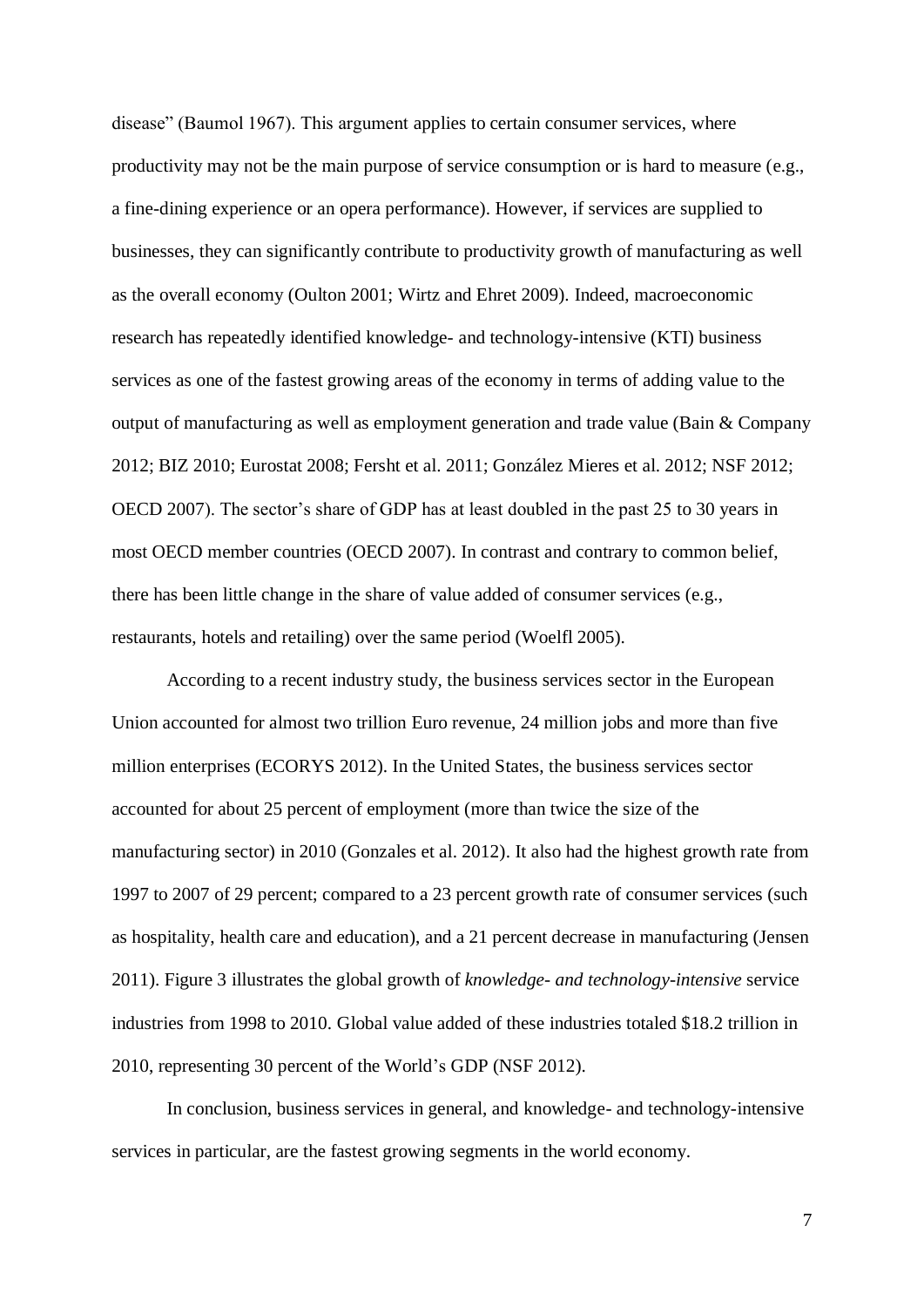disease" (Baumol 1967). This argument applies to certain consumer services, where productivity may not be the main purpose of service consumption or is hard to measure (e.g., a fine-dining experience or an opera performance). However, if services are supplied to businesses, they can significantly contribute to productivity growth of manufacturing as well as the overall economy (Oulton 2001; Wirtz and Ehret 2009). Indeed, macroeconomic research has repeatedly identified knowledge- and technology-intensive (KTI) business services as one of the fastest growing areas of the economy in terms of adding value to the output of manufacturing as well as employment generation and trade value (Bain & Company 2012; BIZ 2010; Eurostat 2008; Fersht et al. 2011; González Mieres et al. 2012; NSF 2012; OECD 2007). The sector's share of GDP has at least doubled in the past 25 to 30 years in most OECD member countries (OECD 2007). In contrast and contrary to common belief, there has been little change in the share of value added of consumer services (e.g., restaurants, hotels and retailing) over the same period (Woelfl 2005).

According to a recent industry study, the business services sector in the European Union accounted for almost two trillion Euro revenue, 24 million jobs and more than five million enterprises (ECORYS 2012). In the United States, the business services sector accounted for about 25 percent of employment (more than twice the size of the manufacturing sector) in 2010 (Gonzales et al. 2012). It also had the highest growth rate from 1997 to 2007 of 29 percent; compared to a 23 percent growth rate of consumer services (such as hospitality, health care and education), and a 21 percent decrease in manufacturing (Jensen 2011). Figure 3 illustrates the global growth of *knowledge- and technology-intensive* service industries from 1998 to 2010. Global value added of these industries totaled $18.2 trillion in 2010, representing 30 percent of the World's GDP (NSF 2012).

In conclusion, business services in general, and knowledge- and technology-intensive services in particular, are the fastest growing segments in the world economy.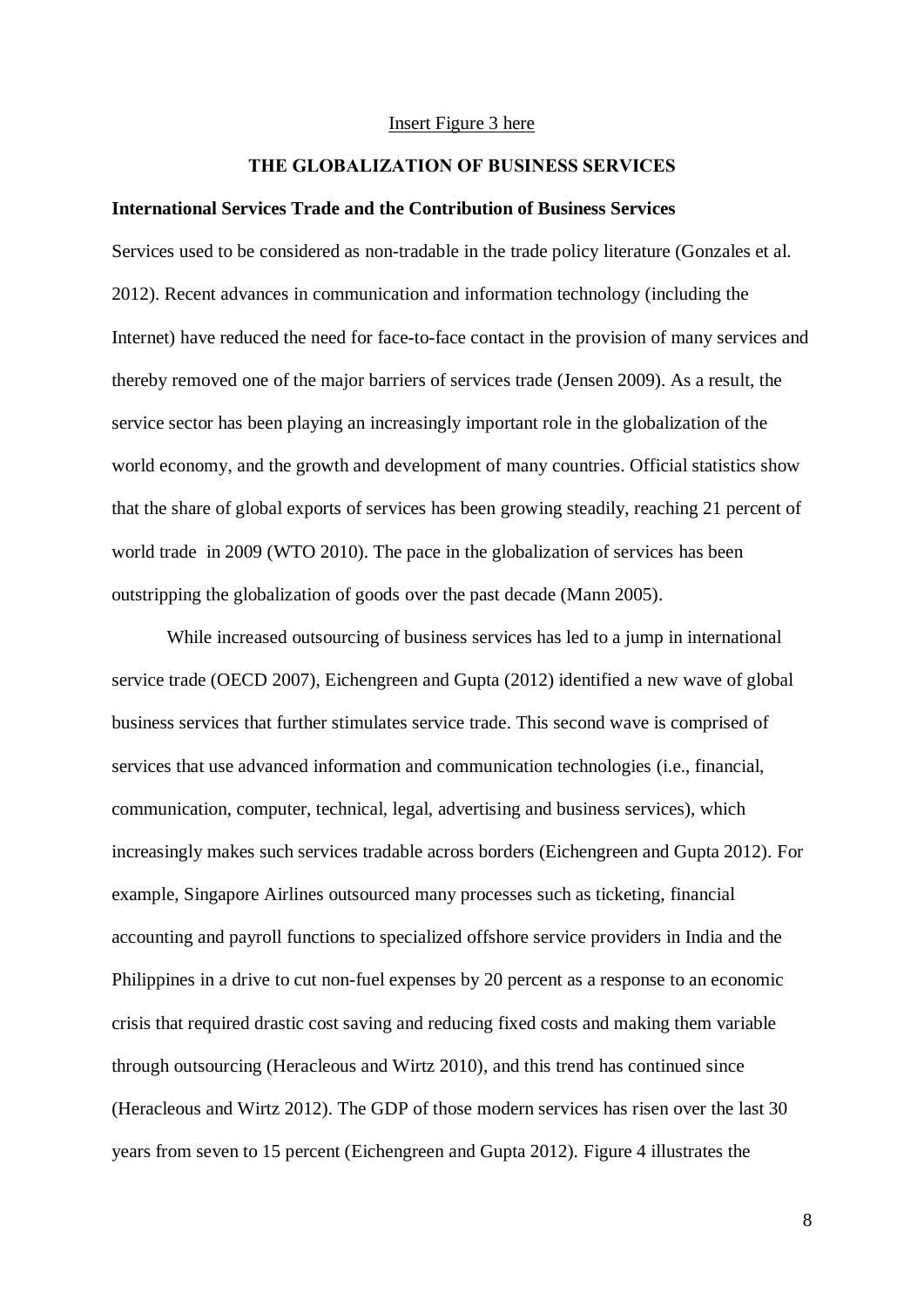Insert Figure 3 here

## THE GLOBALIZATION OF BUSINESS SERVICES

### International Services Trade and the Contribution of Business Services

Services used to be considered as non-tradable in the trade policy literature (Gonzales et al. 2012). Recent advances in communication and information technology (including the Internet) have reduced the need for face-to-face contact in the provision of many services and thereby removed one of the major barriers of services trade (Jensen 2009). As a result, the service sector has been playing an increasingly important role in the globalization of the world economy, and the growth and development of many countries. Official statistics show that the share of global exports of services has been growing steadily, reaching 21 percent of world trade in 2009 (WTO 2010). The pace in the globalization of services has been outstripping the globalization of goods over the past decade (Mann 2005).

While increased outsourcing of business services has led to a jump in international service trade (OECD 2007), Eichengreen and Gupta (2012) identified a new wave of global business services that further stimulates service trade. This second wave is comprised of services that use advanced information and communication technologies (i.e., financial, communication, computer, technical, legal, advertising and business services), which increasingly makes such services tradable across borders (Eichengreen and Gupta 2012). For example, Singapore Airlines outsourced many processes such as ticketing, financial accounting and payroll functions to specialized offshore service providers in India and the Philippines in a drive to cut non-fuel expenses by 20 percent as a response to an economic crisis that required drastic cost saving and reducing fixed costs and making them variable through outsourcing (Heracleous and Wirtz 2010), and this trend has continued since (Heracleous and Wirtz 2012). The GDP of those modern services has risen over the last 30 years from seven to 15 percent (Eichengreen and Gupta 2012). Figure 4 illustrates the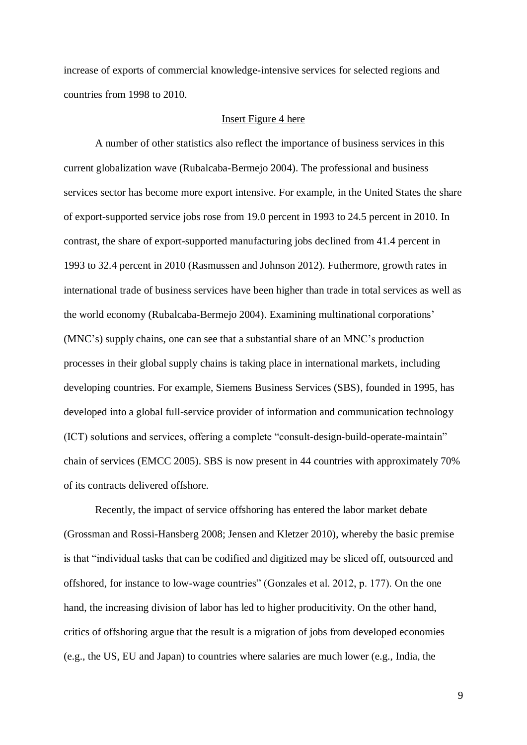increase of exports of commercial knowledge-intensive services for selected regions and countries from 1998 to 2010.

Insert Figure 4 here

A number of other statistics also reflect the importance of business services in this current globalization wave (Rubalcaba-Bermejo 2004). The professional and business services sector has become more export intensive. For example, in the United States the share of export-supported service jobs rose from 19.0 percent in 1993 to 24.5 percent in 2010. In contrast, the share of export-supported manufacturing jobs declined from 41.4 percent in 1993 to 32.4 percent in 2010 (Rasmussen and Johnson 2012). Futhermore, growth rates in international trade of business services have been higher than trade in total services as well as the world economy (Rubalcaba-Bermejo 2004). Examining multinational corporations' (MNC's) supply chains, one can see that a substantial share of an MNC's production processes in their global supply chains is taking place in international markets, including developing countries. For example, Siemens Business Services (SBS), founded in 1995, has developed into a global full-service provider of information and communication technology (ICT) solutions and services, offering a complete "consult-design-build-operate-maintain" chain of services (EMCC 2005). SBS is now present in 44 countries with approximately 70% of its contracts delivered offshore.

Recently, the impact of service offshoring has entered the labor market debate (Grossman and Rossi-Hansberg 2008; Jensen and Kletzer 2010), whereby the basic premise is that "individual tasks that can be codified and digitized may be sliced off, outsourced and offshored, for instance to low-wage countries" (Gonzales et al. 2012, p. 177). On the one hand, the increasing division of labor has led to higher producitivity. On the other hand, critics of offshoring argue that the result is a migration of jobs from developed economies (e.g., the US, EU and Japan) to countries where salaries are much lower (e.g., India, the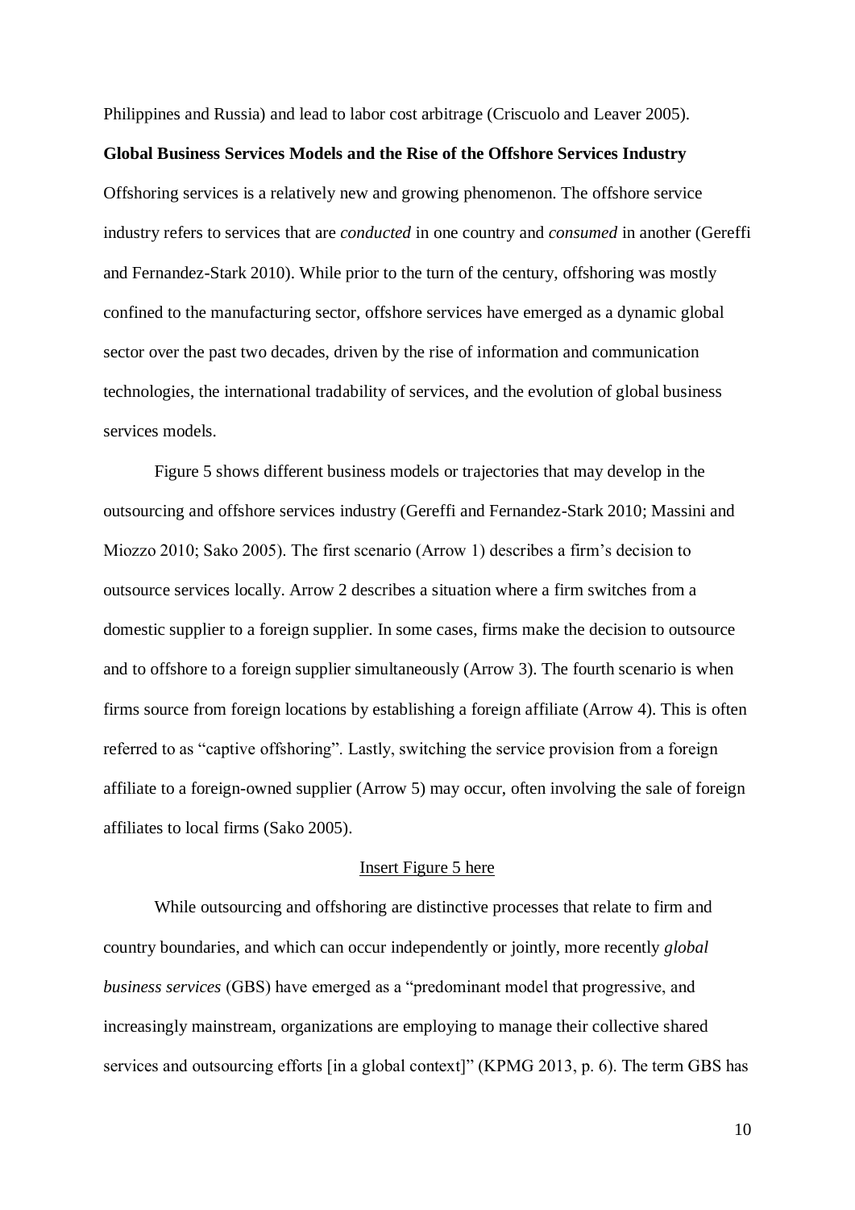Philippines and Russia) and lead to labor cost arbitrage (Criscuolo and Leaver 2005).

**Global Business Services Models and the Rise of the Offshore Services Industry**

Offshoring services is a relatively new and growing phenomenon. The offshore service industry refers to services that are *conducted* in one country and *consumed* in another (Gereffi and Fernandez-Stark 2010). While prior to the turn of the century, offshoring was mostly confined to the manufacturing sector, offshore services have emerged as a dynamic global sector over the past two decades, driven by the rise of information and communication technologies, the international tradability of services, and the evolution of global business services models.

Figure 5 shows different business models or trajectories that may develop in the outsourcing and offshore services industry (Gereffi and Fernandez-Stark 2010; Massini and Miozzo 2010; Sako 2005). The first scenario (Arrow 1) describes a firm's decision to outsource services locally. Arrow 2 describes a situation where a firm switches from a domestic supplier to a foreign supplier. In some cases, firms make the decision to outsource and to offshore to a foreign supplier simultaneously (Arrow 3). The fourth scenario is when firms source from foreign locations by establishing a foreign affiliate (Arrow 4). This is often referred to as "captive offshoring". Lastly, switching the service provision from a foreign affiliate to a foreign-owned supplier (Arrow 5) may occur, often involving the sale of foreign affiliates to local firms (Sako 2005).

Insert Figure 5 here

While outsourcing and offshoring are distinctive processes that relate to firm and country boundaries, and which can occur independently or jointly, more recently *global business services* (GBS) have emerged as a "predominant model that progressive, and increasingly mainstream, organizations are employing to manage their collective shared services and outsourcing efforts [in a global context]" (KPMG 2013, p. 6). The term GBS has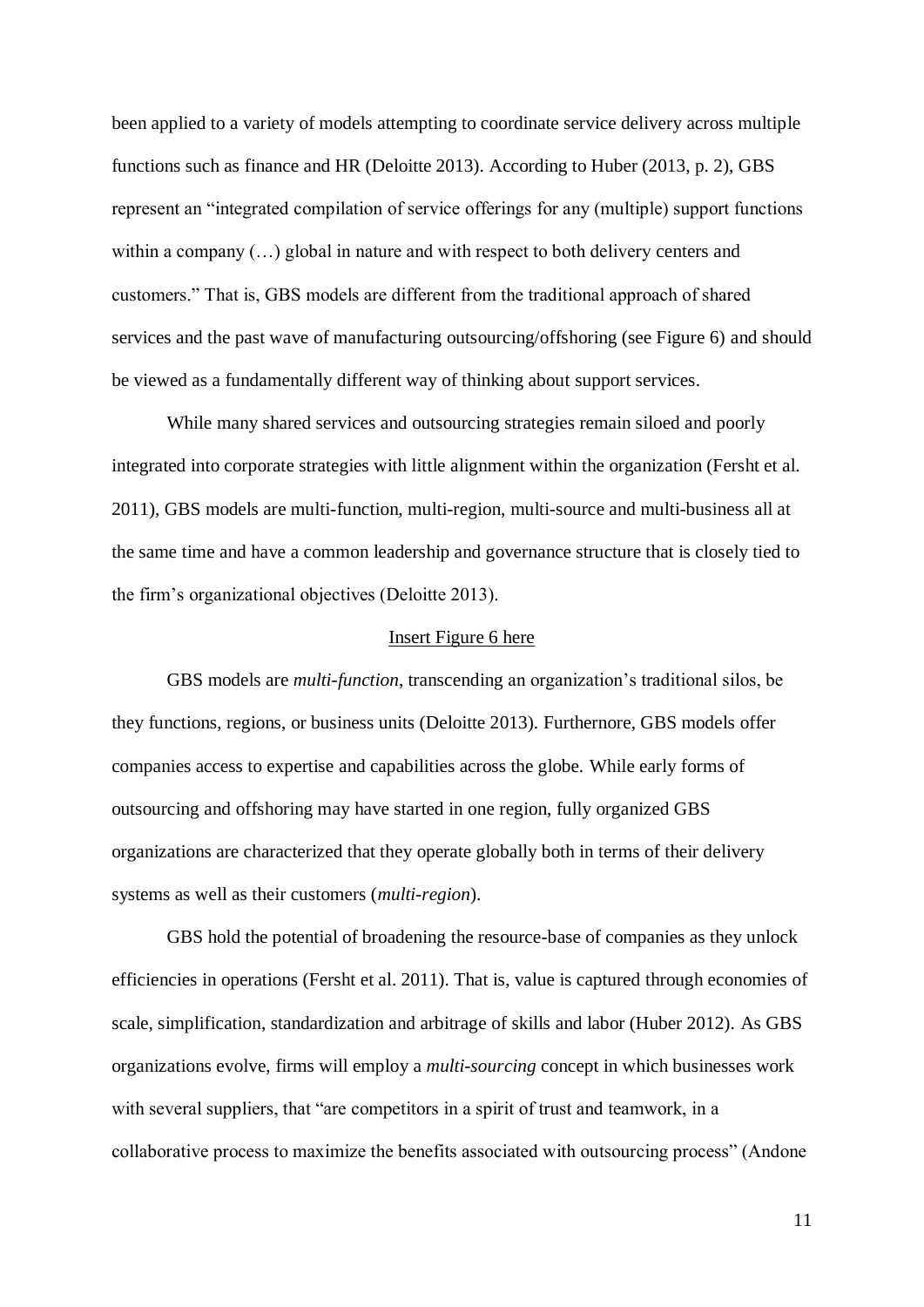been applied to a variety of models attempting to coordinate service delivery across multiple functions such as finance and HR (Deloitte 2013). According to Huber (2013, p. 2), GBS represent an "integrated compilation of service offerings for any (multiple) support functions within a company (…) global in nature and with respect to both delivery centers and customers." That is, GBS models are different from the traditional approach of shared services and the past wave of manufacturing outsourcing/offshoring (see Figure 6) and should be viewed as a fundamentally different way of thinking about support services.

While many shared services and outsourcing strategies remain siloed and poorly integrated into corporate strategies with little alignment within the organization (Fersht et al. 2011), GBS models are multi-function, multi-region, multi-source and multi-business all at the same time and have a common leadership and governance structure that is closely tied to the firm's organizational objectives (Deloitte 2013).

Insert Figure 6 here

GBS models are *multi-function*, transcending an organization's traditional silos, be they functions, regions, or business units (Deloitte 2013). Furthernore, GBS models offer companies access to expertise and capabilities across the globe. While early forms of outsourcing and offshoring may have started in one region, fully organized GBS organizations are characterized that they operate globally both in terms of their delivery systems as well as their customers (*multi-region*).

GBS hold the potential of broadening the resource-base of companies as they unlock efficiencies in operations (Fersht et al. 2011). That is, value is captured through economies of scale, simplification, standardization and arbitrage of skills and labor (Huber 2012). As GBS organizations evolve, firms will employ a *multi-sourcing* concept in which businesses work with several suppliers, that "are competitors in a spirit of trust and teamwork, in a collaborative process to maximize the benefits associated with outsourcing process" (Andone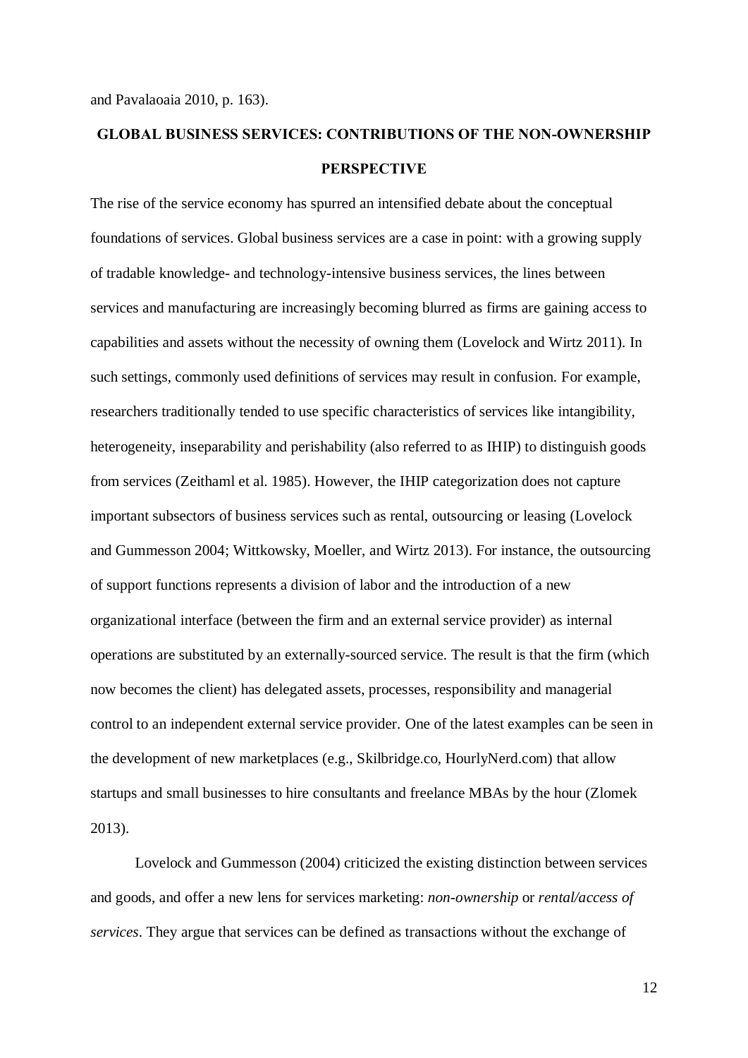and Pavalaoaia 2010, p. 163).

## GLOBAL BUSINESS SERVICES: CONTRIBUTIONS OF THE NON-OWNERSHIP PERSPECTIVE

The rise of the service economy has spurred an intensified debate about the conceptual foundations of services. Global business services are a case in point: with a growing supply of tradable knowledge- and technology-intensive business services, the lines between services and manufacturing are increasingly becoming blurred as firms are gaining access to capabilities and assets without the necessity of owning them (Lovelock and Wirtz 2011). In such settings, commonly used definitions of services may result in confusion. For example, researchers traditionally tended to use specific characteristics of services like intangibility, heterogeneity, inseparability and perishability (also referred to as IHIP) to distinguish goods from services (Zeithaml et al. 1985). However, the IHIP categorization does not capture important subsectors of business services such as rental, outsourcing or leasing (Lovelock and Gummesson 2004; Wittkowsky, Moeller, and Wirtz 2013). For instance, the outsourcing of support functions represents a division of labor and the introduction of a new organizational interface (between the firm and an external service provider) as internal operations are substituted by an externally-sourced service. The result is that the firm (which now becomes the client) has delegated assets, processes, responsibility and managerial control to an independent external service provider. One of the latest examples can be seen in the development of new marketplaces (e.g., Skilbridge.co, HourlyNerd.com) that allow startups and small businesses to hire consultants and freelance MBAs by the hour (Zlomek 2013).

Lovelock and Gummesson (2004) criticized the existing distinction between services and goods, and offer a new lens for services marketing: *non-ownership* or *rental/access of services*. They argue that services can be defined as transactions without the exchange of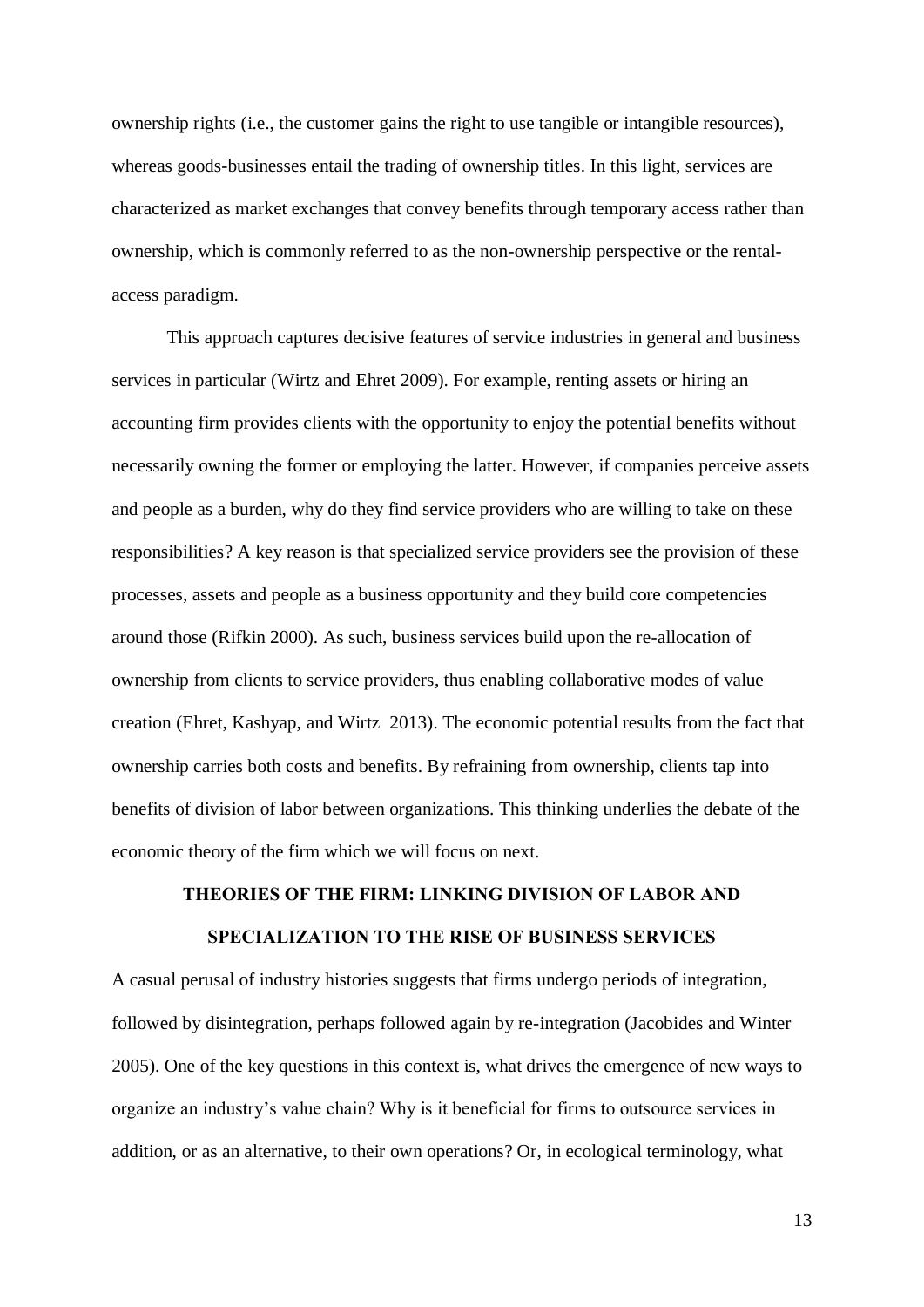ownership rights (i.e., the customer gains the right to use tangible or intangible resources), whereas goods-businesses entail the trading of ownership titles. In this light, services are characterized as market exchanges that convey benefits through temporary access rather than ownership, which is commonly referred to as the non-ownership perspective or the rental-access paradigm.

This approach captures decisive features of service industries in general and business services in particular (Wirtz and Ehret 2009). For example, renting assets or hiring an accounting firm provides clients with the opportunity to enjoy the potential benefits without necessarily owning the former or employing the latter. However, if companies perceive assets and people as a burden, why do they find service providers who are willing to take on these responsibilities? A key reason is that specialized service providers see the provision of these processes, assets and people as a business opportunity and they build core competencies around those (Rifkin 2000). As such, business services build upon the re-allocation of ownership from clients to service providers, thus enabling collaborative modes of value creation (Ehret, Kashyap, and Wirtz 2013). The economic potential results from the fact that ownership carries both costs and benefits. By refraining from ownership, clients tap into benefits of division of labor between organizations. This thinking underlies the debate of the economic theory of the firm which we will focus on next.

## THEORIES OF THE FIRM: LINKING DIVISION OF LABOR AND SPECIALIZATION TO THE RISE OF BUSINESS SERVICES

A casual perusal of industry histories suggests that firms undergo periods of integration, followed by disintegration, perhaps followed again by re-integration (Jacobides and Winter 2005). One of the key questions in this context is, what drives the emergence of new ways to organize an industry's value chain? Why is it beneficial for firms to outsource services in addition, or as an alternative, to their own operations? Or, in ecological terminology, what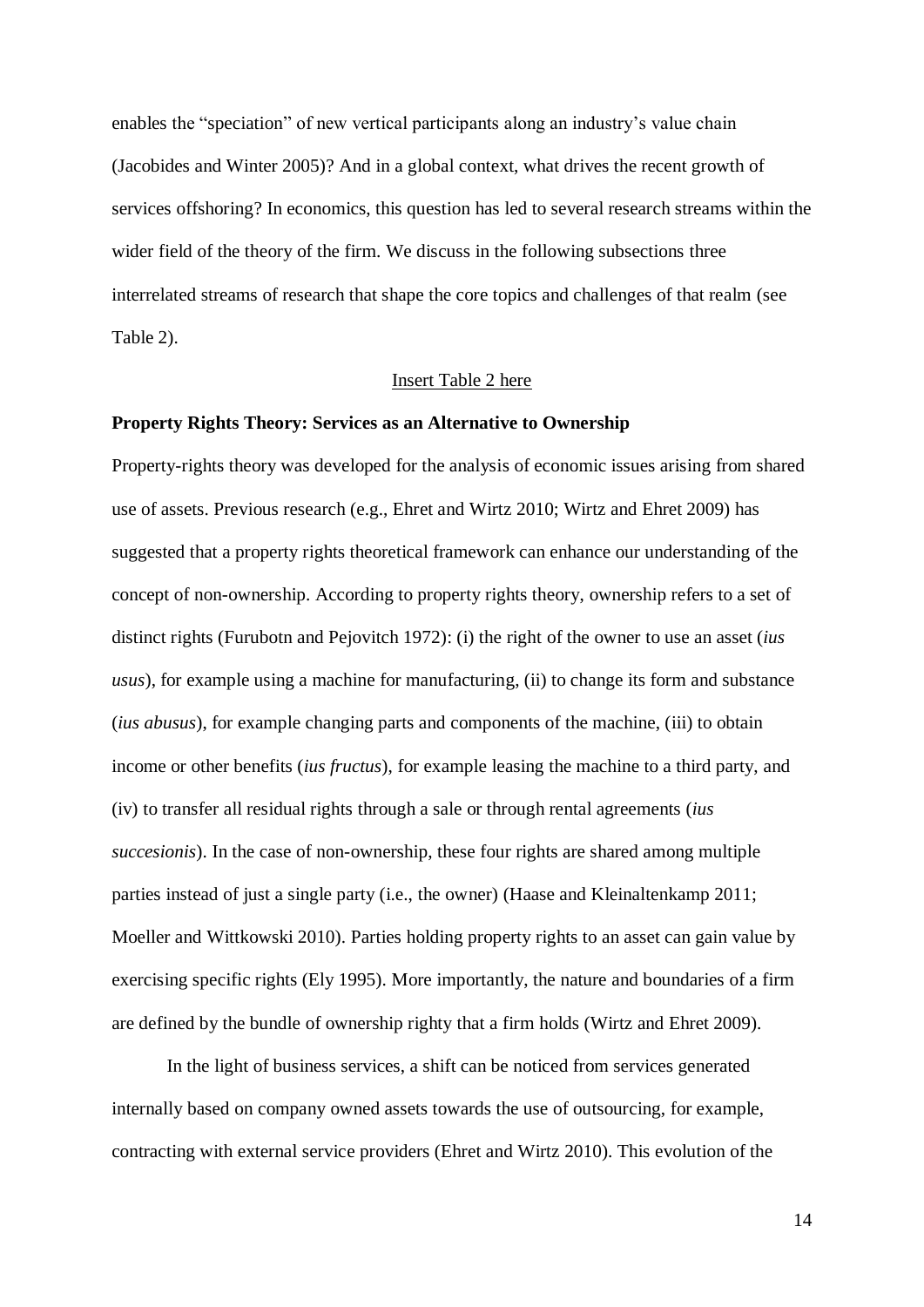enables the "speciation" of new vertical participants along an industry's value chain (Jacobides and Winter 2005)? And in a global context, what drives the recent growth of services offshoring? In economics, this question has led to several research streams within the wider field of the theory of the firm. We discuss in the following subsections three interrelated streams of research that shape the core topics and challenges of that realm (see Table 2).

Insert Table 2 here

**Property Rights Theory: Services as an Alternative to Ownership**

Property-rights theory was developed for the analysis of economic issues arising from shared use of assets. Previous research (e.g., Ehret and Wirtz 2010; Wirtz and Ehret 2009) has suggested that a property rights theoretical framework can enhance our understanding of the concept of non-ownership. According to property rights theory, ownership refers to a set of distinct rights (Furubotn and Pejovitch 1972): (i) the right of the owner to use an asset (*ius usus*), for example using a machine for manufacturing, (ii) to change its form and substance (*ius abusus*), for example changing parts and components of the machine, (iii) to obtain income or other benefits (*ius fructus*), for example leasing the machine to a third party, and (iv) to transfer all residual rights through a sale or through rental agreements (*ius succesionis*). In the case of non-ownership, these four rights are shared among multiple parties instead of just a single party (i.e., the owner) (Haase and Kleinaltenkamp 2011; Moeller and Wittkowski 2010). Parties holding property rights to an asset can gain value by exercising specific rights (Ely 1995). More importantly, the nature and boundaries of a firm are defined by the bundle of ownership righty that a firm holds (Wirtz and Ehret 2009).

In the light of business services, a shift can be noticed from services generated internally based on company owned assets towards the use of outsourcing, for example, contracting with external service providers (Ehret and Wirtz 2010). This evolution of the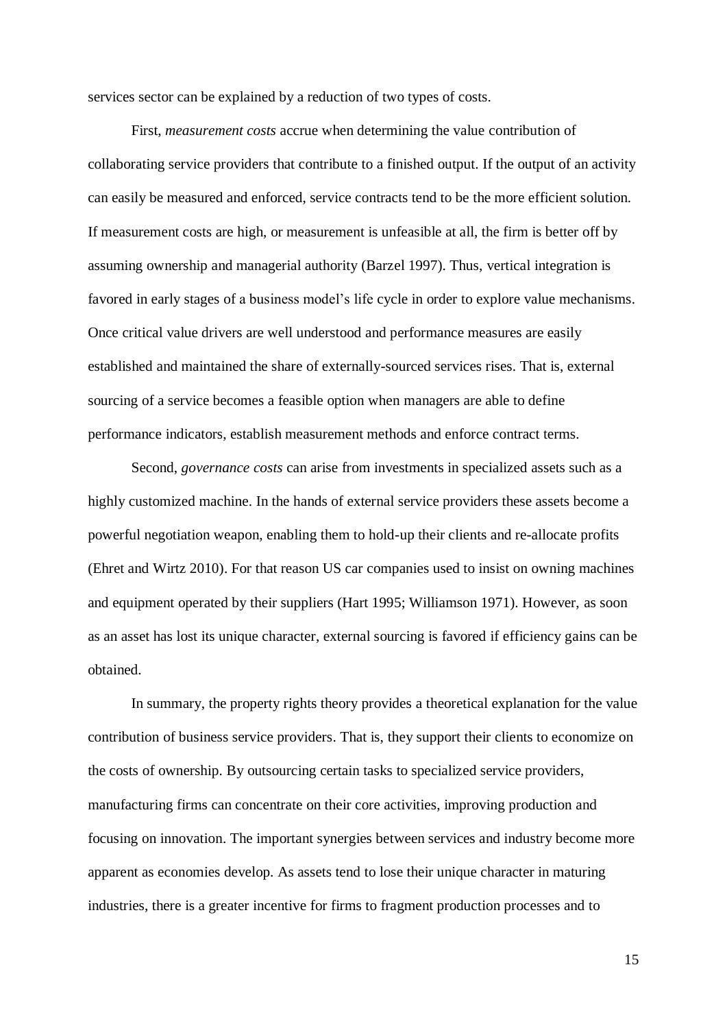services sector can be explained by a reduction of two types of costs.

First, *measurement costs* accrue when determining the value contribution of collaborating service providers that contribute to a finished output. If the output of an activity can easily be measured and enforced, service contracts tend to be the more efficient solution. If measurement costs are high, or measurement is unfeasible at all, the firm is better off by assuming ownership and managerial authority (Barzel 1997). Thus, vertical integration is favored in early stages of a business model's life cycle in order to explore value mechanisms. Once critical value drivers are well understood and performance measures are easily established and maintained the share of externally-sourced services rises. That is, external sourcing of a service becomes a feasible option when managers are able to define performance indicators, establish measurement methods and enforce contract terms.

Second, *governance costs* can arise from investments in specialized assets such as a highly customized machine. In the hands of external service providers these assets become a powerful negotiation weapon, enabling them to hold-up their clients and re-allocate profits (Ehret and Wirtz 2010). For that reason US car companies used to insist on owning machines and equipment operated by their suppliers (Hart 1995; Williamson 1971). However, as soon as an asset has lost its unique character, external sourcing is favored if efficiency gains can be obtained.

In summary, the property rights theory provides a theoretical explanation for the value contribution of business service providers. That is, they support their clients to economize on the costs of ownership. By outsourcing certain tasks to specialized service providers, manufacturing firms can concentrate on their core activities, improving production and focusing on innovation. The important synergies between services and industry become more apparent as economies develop. As assets tend to lose their unique character in maturing industries, there is a greater incentive for firms to fragment production processes and to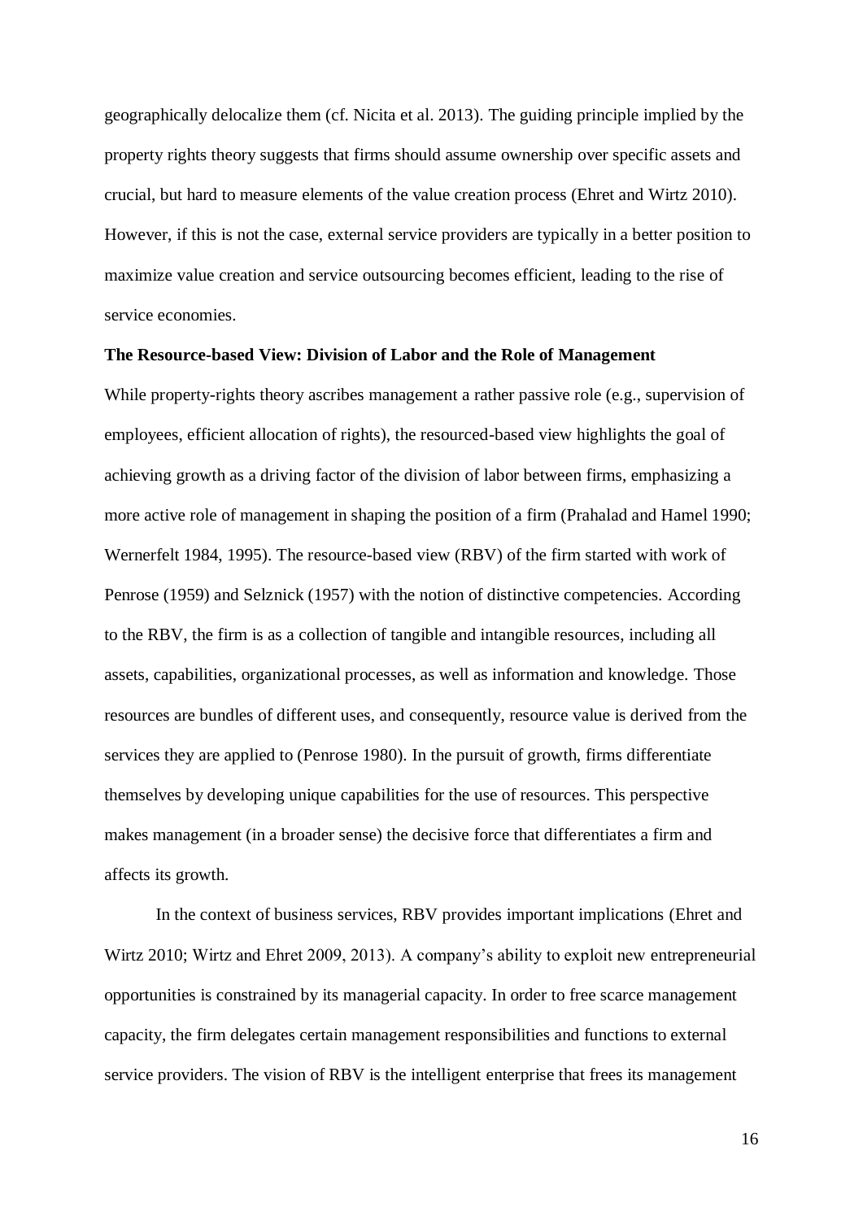geographically delocalize them (cf. Nicita et al. 2013). The guiding principle implied by the property rights theory suggests that firms should assume ownership over specific assets and crucial, but hard to measure elements of the value creation process (Ehret and Wirtz 2010). However, if this is not the case, external service providers are typically in a better position to maximize value creation and service outsourcing becomes efficient, leading to the rise of service economies.

**The Resource-based View: Division of Labor and the Role of Management**

While property-rights theory ascribes management a rather passive role (e.g., supervision of employees, efficient allocation of rights), the resourced-based view highlights the goal of achieving growth as a driving factor of the division of labor between firms, emphasizing a more active role of management in shaping the position of a firm (Prahalad and Hamel 1990; Wernerfelt 1984, 1995). The resource-based view (RBV) of the firm started with work of Penrose (1959) and Selznick (1957) with the notion of distinctive competencies. According to the RBV, the firm is as a collection of tangible and intangible resources, including all assets, capabilities, organizational processes, as well as information and knowledge. Those resources are bundles of different uses, and consequently, resource value is derived from the services they are applied to (Penrose 1980). In the pursuit of growth, firms differentiate themselves by developing unique capabilities for the use of resources. This perspective makes management (in a broader sense) the decisive force that differentiates a firm and affects its growth.

In the context of business services, RBV provides important implications (Ehret and Wirtz 2010; Wirtz and Ehret 2009, 2013). A company's ability to exploit new entrepreneurial opportunities is constrained by its managerial capacity. In order to free scarce management capacity, the firm delegates certain management responsibilities and functions to external service providers. The vision of RBV is the intelligent enterprise that frees its management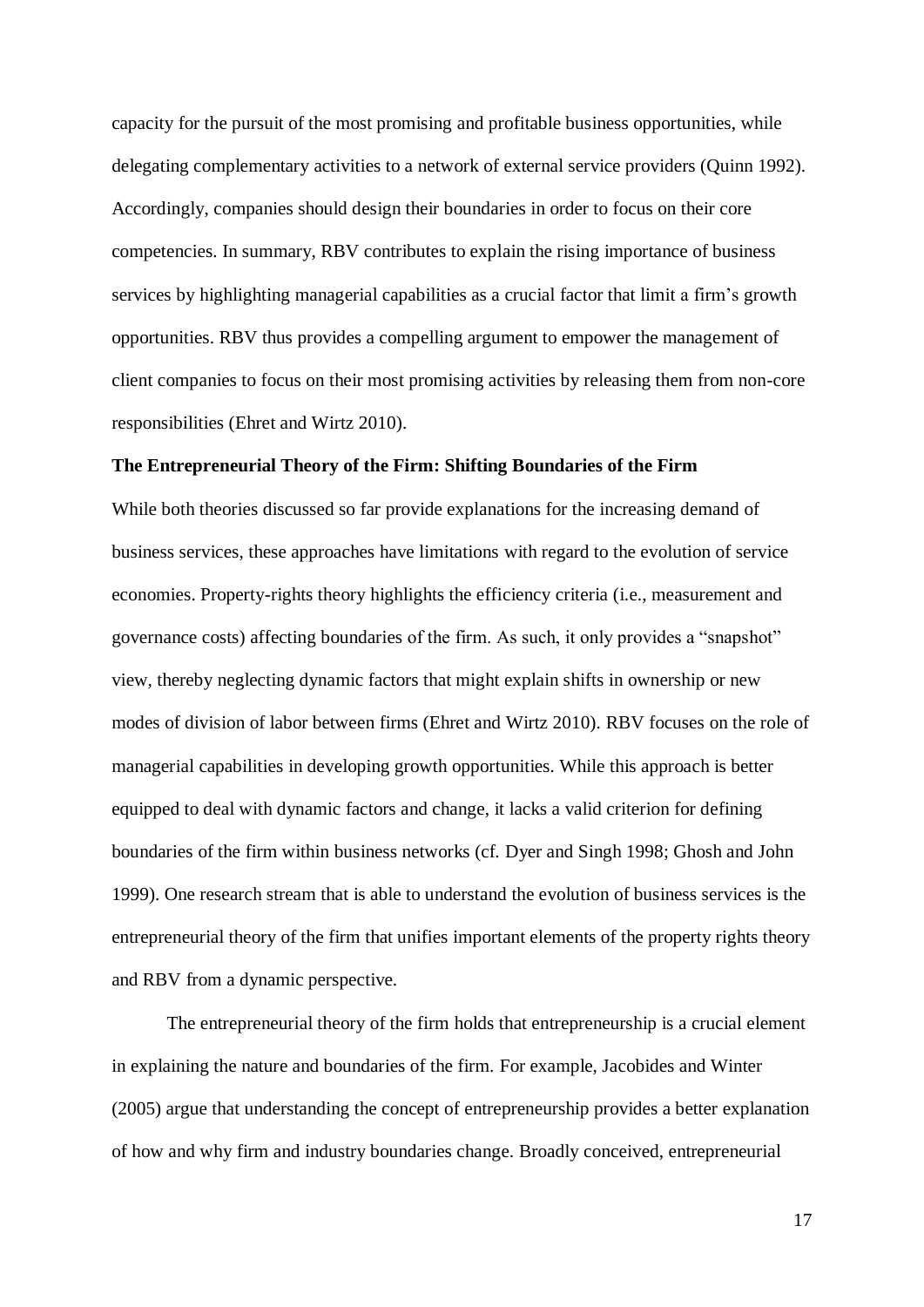capacity for the pursuit of the most promising and profitable business opportunities, while delegating complementary activities to a network of external service providers (Quinn 1992). Accordingly, companies should design their boundaries in order to focus on their core competencies. In summary, RBV contributes to explain the rising importance of business services by highlighting managerial capabilities as a crucial factor that limit a firm's growth opportunities. RBV thus provides a compelling argument to empower the management of client companies to focus on their most promising activities by releasing them from non-core responsibilities (Ehret and Wirtz 2010).

**The Entrepreneurial Theory of the Firm: Shifting Boundaries of the Firm**

While both theories discussed so far provide explanations for the increasing demand of business services, these approaches have limitations with regard to the evolution of service economies. Property-rights theory highlights the efficiency criteria (i.e., measurement and governance costs) affecting boundaries of the firm. As such, it only provides a "snapshot" view, thereby neglecting dynamic factors that might explain shifts in ownership or new modes of division of labor between firms (Ehret and Wirtz 2010). RBV focuses on the role of managerial capabilities in developing growth opportunities. While this approach is better equipped to deal with dynamic factors and change, it lacks a valid criterion for defining boundaries of the firm within business networks (cf. Dyer and Singh 1998; Ghosh and John 1999). One research stream that is able to understand the evolution of business services is the entrepreneurial theory of the firm that unifies important elements of the property rights theory and RBV from a dynamic perspective.

The entrepreneurial theory of the firm holds that entrepreneurship is a crucial element in explaining the nature and boundaries of the firm. For example, Jacobides and Winter (2005) argue that understanding the concept of entrepreneurship provides a better explanation of how and why firm and industry boundaries change. Broadly conceived, entrepreneurial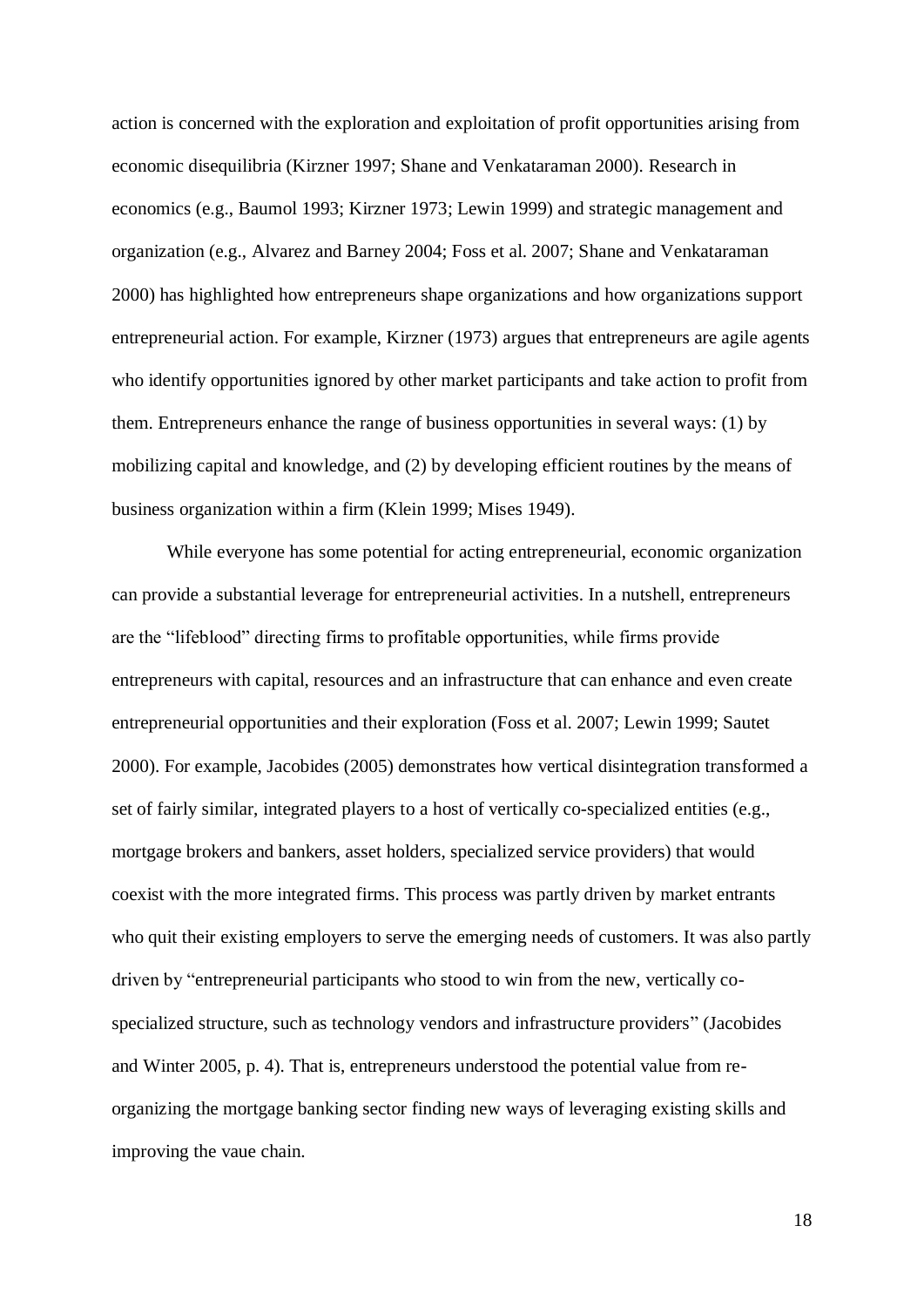action is concerned with the exploration and exploitation of profit opportunities arising from economic disequilibria (Kirzner 1997; Shane and Venkataraman 2000). Research in economics (e.g., Baumol 1993; Kirzner 1973; Lewin 1999) and strategic management and organization (e.g., Alvarez and Barney 2004; Foss et al. 2007; Shane and Venkataraman 2000) has highlighted how entrepreneurs shape organizations and how organizations support entrepreneurial action. For example, Kirzner (1973) argues that entrepreneurs are agile agents who identify opportunities ignored by other market participants and take action to profit from them. Entrepreneurs enhance the range of business opportunities in several ways: (1) by mobilizing capital and knowledge, and (2) by developing efficient routines by the means of business organization within a firm (Klein 1999; Mises 1949).

While everyone has some potential for acting entrepreneurial, economic organization can provide a substantial leverage for entrepreneurial activities. In a nutshell, entrepreneurs are the "lifeblood" directing firms to profitable opportunities, while firms provide entrepreneurs with capital, resources and an infrastructure that can enhance and even create entrepreneurial opportunities and their exploration (Foss et al. 2007; Lewin 1999; Sautet 2000). For example, Jacobides (2005) demonstrates how vertical disintegration transformed a set of fairly similar, integrated players to a host of vertically co-specialized entities (e.g., mortgage brokers and bankers, asset holders, specialized service providers) that would coexist with the more integrated firms. This process was partly driven by market entrants who quit their existing employers to serve the emerging needs of customers. It was also partly driven by "entrepreneurial participants who stood to win from the new, vertically co-specialized structure, such as technology vendors and infrastructure providers" (Jacobides and Winter 2005, p. 4). That is, entrepreneurs understood the potential value from re-organizing the mortgage banking sector finding new ways of leveraging existing skills and improving the vaue chain.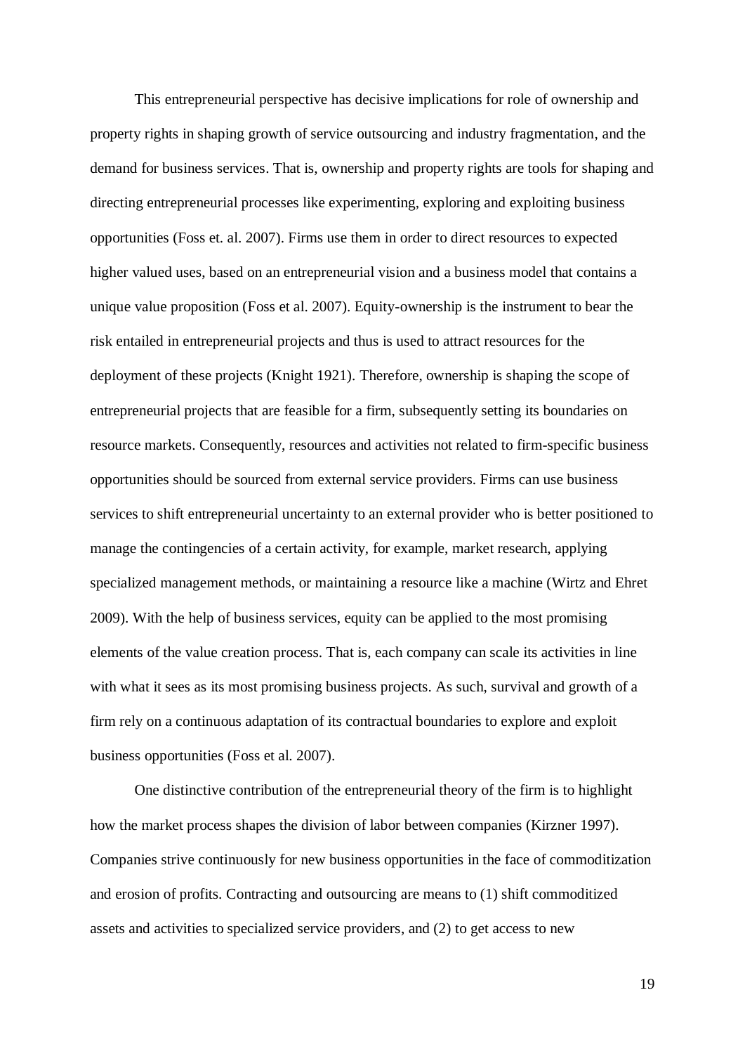This entrepreneurial perspective has decisive implications for role of ownership and property rights in shaping growth of service outsourcing and industry fragmentation, and the demand for business services. That is, ownership and property rights are tools for shaping and directing entrepreneurial processes like experimenting, exploring and exploiting business opportunities (Foss et. al. 2007). Firms use them in order to direct resources to expected higher valued uses, based on an entrepreneurial vision and a business model that contains a unique value proposition (Foss et al. 2007). Equity-ownership is the instrument to bear the risk entailed in entrepreneurial projects and thus is used to attract resources for the deployment of these projects (Knight 1921). Therefore, ownership is shaping the scope of entrepreneurial projects that are feasible for a firm, subsequently setting its boundaries on resource markets. Consequently, resources and activities not related to firm-specific business opportunities should be sourced from external service providers. Firms can use business services to shift entrepreneurial uncertainty to an external provider who is better positioned to manage the contingencies of a certain activity, for example, market research, applying specialized management methods, or maintaining a resource like a machine (Wirtz and Ehret 2009). With the help of business services, equity can be applied to the most promising elements of the value creation process. That is, each company can scale its activities in line with what it sees as its most promising business projects. As such, survival and growth of a firm rely on a continuous adaptation of its contractual boundaries to explore and exploit business opportunities (Foss et al. 2007).

One distinctive contribution of the entrepreneurial theory of the firm is to highlight how the market process shapes the division of labor between companies (Kirzner 1997). Companies strive continuously for new business opportunities in the face of commoditization and erosion of profits. Contracting and outsourcing are means to (1) shift commoditized assets and activities to specialized service providers, and (2) to get access to new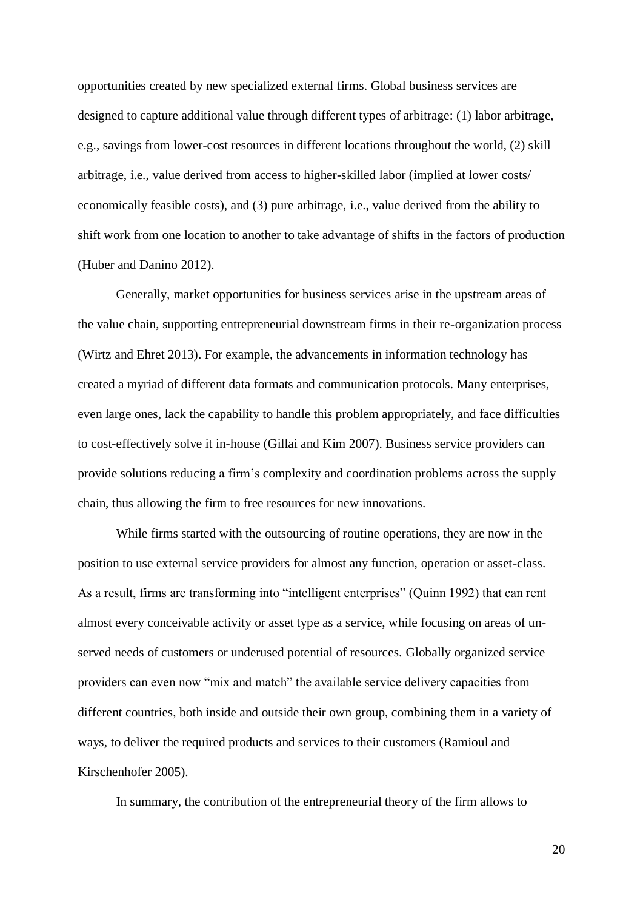opportunities created by new specialized external firms. Global business services are designed to capture additional value through different types of arbitrage: (1) labor arbitrage, e.g., savings from lower-cost resources in different locations throughout the world, (2) skill arbitrage, i.e., value derived from access to higher-skilled labor (implied at lower costs/ economically feasible costs), and (3) pure arbitrage, i.e., value derived from the ability to shift work from one location to another to take advantage of shifts in the factors of production (Huber and Danino 2012).

Generally, market opportunities for business services arise in the upstream areas of the value chain, supporting entrepreneurial downstream firms in their re-organization process (Wirtz and Ehret 2013). For example, the advancements in information technology has created a myriad of different data formats and communication protocols. Many enterprises, even large ones, lack the capability to handle this problem appropriately, and face difficulties to cost-effectively solve it in-house (Gillai and Kim 2007). Business service providers can provide solutions reducing a firm's complexity and coordination problems across the supply chain, thus allowing the firm to free resources for new innovations.

While firms started with the outsourcing of routine operations, they are now in the position to use external service providers for almost any function, operation or asset-class. As a result, firms are transforming into "intelligent enterprises" (Quinn 1992) that can rent almost every conceivable activity or asset type as a service, while focusing on areas of un-served needs of customers or underused potential of resources. Globally organized service providers can even now "mix and match" the available service delivery capacities from different countries, both inside and outside their own group, combining them in a variety of ways, to deliver the required products and services to their customers (Ramioul and Kirschenhofer 2005).

In summary, the contribution of the entrepreneurial theory of the firm allows to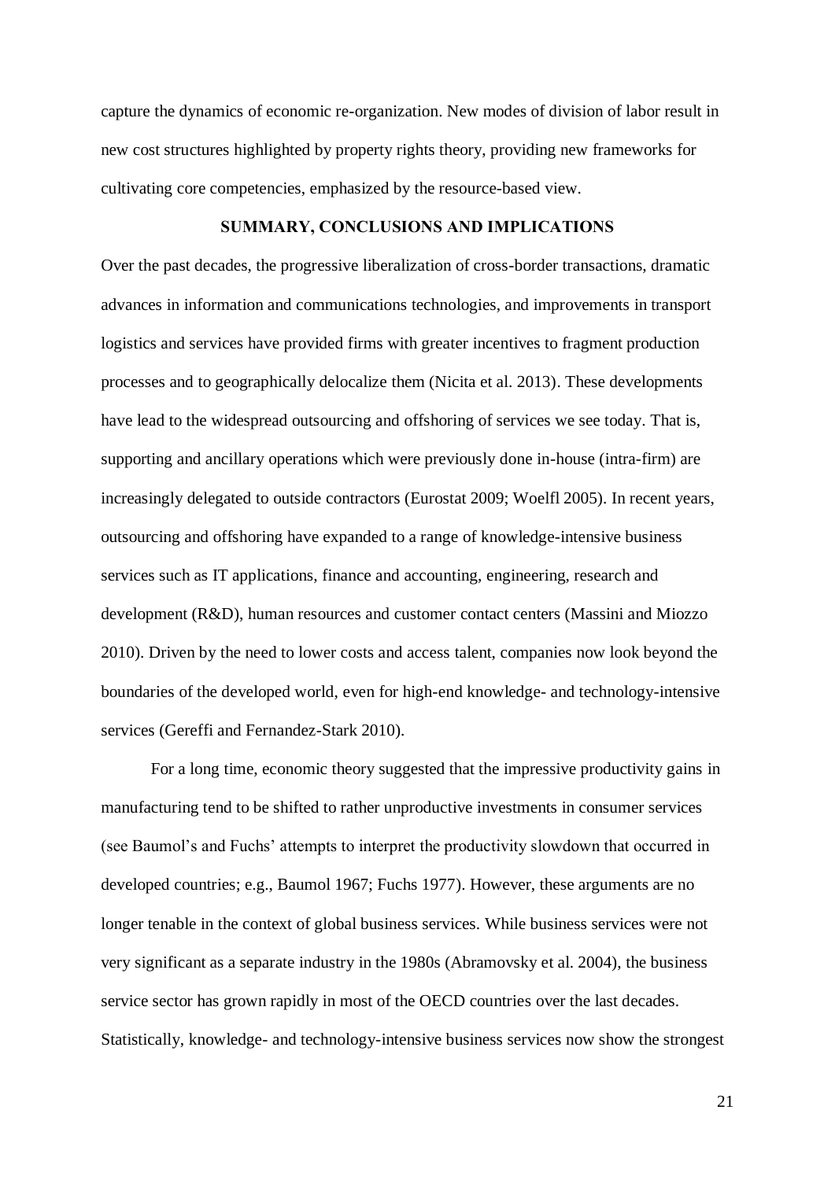capture the dynamics of economic re-organization. New modes of division of labor result in new cost structures highlighted by property rights theory, providing new frameworks for cultivating core competencies, emphasized by the resource-based view.

## SUMMARY, CONCLUSIONS AND IMPLICATIONS

Over the past decades, the progressive liberalization of cross-border transactions, dramatic advances in information and communications technologies, and improvements in transport logistics and services have provided firms with greater incentives to fragment production processes and to geographically delocalize them (Nicita et al. 2013). These developments have lead to the widespread outsourcing and offshoring of services we see today. That is, supporting and ancillary operations which were previously done in-house (intra-firm) are increasingly delegated to outside contractors (Eurostat 2009; Woelfl 2005). In recent years, outsourcing and offshoring have expanded to a range of knowledge-intensive business services such as IT applications, finance and accounting, engineering, research and development (R&D), human resources and customer contact centers (Massini and Miozzo 2010). Driven by the need to lower costs and access talent, companies now look beyond the boundaries of the developed world, even for high-end knowledge- and technology-intensive services (Gereffi and Fernandez-Stark 2010).

For a long time, economic theory suggested that the impressive productivity gains in manufacturing tend to be shifted to rather unproductive investments in consumer services (see Baumol's and Fuchs' attempts to interpret the productivity slowdown that occurred in developed countries; e.g., Baumol 1967; Fuchs 1977). However, these arguments are no longer tenable in the context of global business services. While business services were not very significant as a separate industry in the 1980s (Abramovsky et al. 2004), the business service sector has grown rapidly in most of the OECD countries over the last decades. Statistically, knowledge- and technology-intensive business services now show the strongest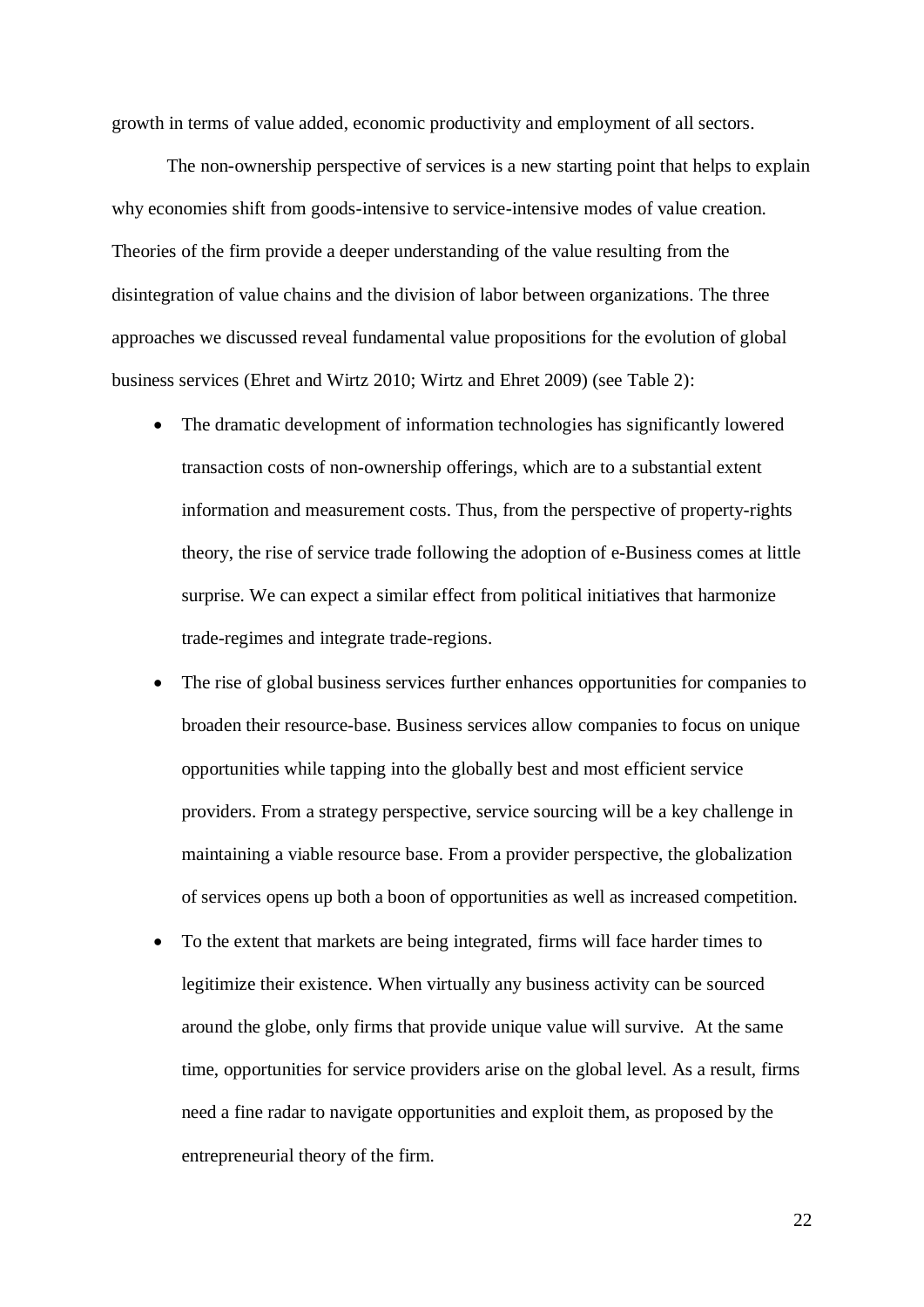growth in terms of value added, economic productivity and employment of all sectors.

The non-ownership perspective of services is a new starting point that helps to explain why economies shift from goods-intensive to service-intensive modes of value creation. Theories of the firm provide a deeper understanding of the value resulting from the disintegration of value chains and the division of labor between organizations. The three approaches we discussed reveal fundamental value propositions for the evolution of global business services (Ehret and Wirtz 2010; Wirtz and Ehret 2009) (see Table 2):

- The dramatic development of information technologies has significantly lowered transaction costs of non-ownership offerings, which are to a substantial extent information and measurement costs. Thus, from the perspective of property-rights theory, the rise of service trade following the adoption of e-Business comes at little surprise. We can expect a similar effect from political initiatives that harmonize trade-regimes and integrate trade-regions.
- The rise of global business services further enhances opportunities for companies to broaden their resource-base. Business services allow companies to focus on unique opportunities while tapping into the globally best and most efficient service providers. From a strategy perspective, service sourcing will be a key challenge in maintaining a viable resource base. From a provider perspective, the globalization of services opens up both a boon of opportunities as well as increased competition.
- To the extent that markets are being integrated, firms will face harder times to legitimize their existence. When virtually any business activity can be sourced around the globe, only firms that provide unique value will survive. At the same time, opportunities for service providers arise on the global level. As a result, firms need a fine radar to navigate opportunities and exploit them, as proposed by the entrepreneurial theory of the firm.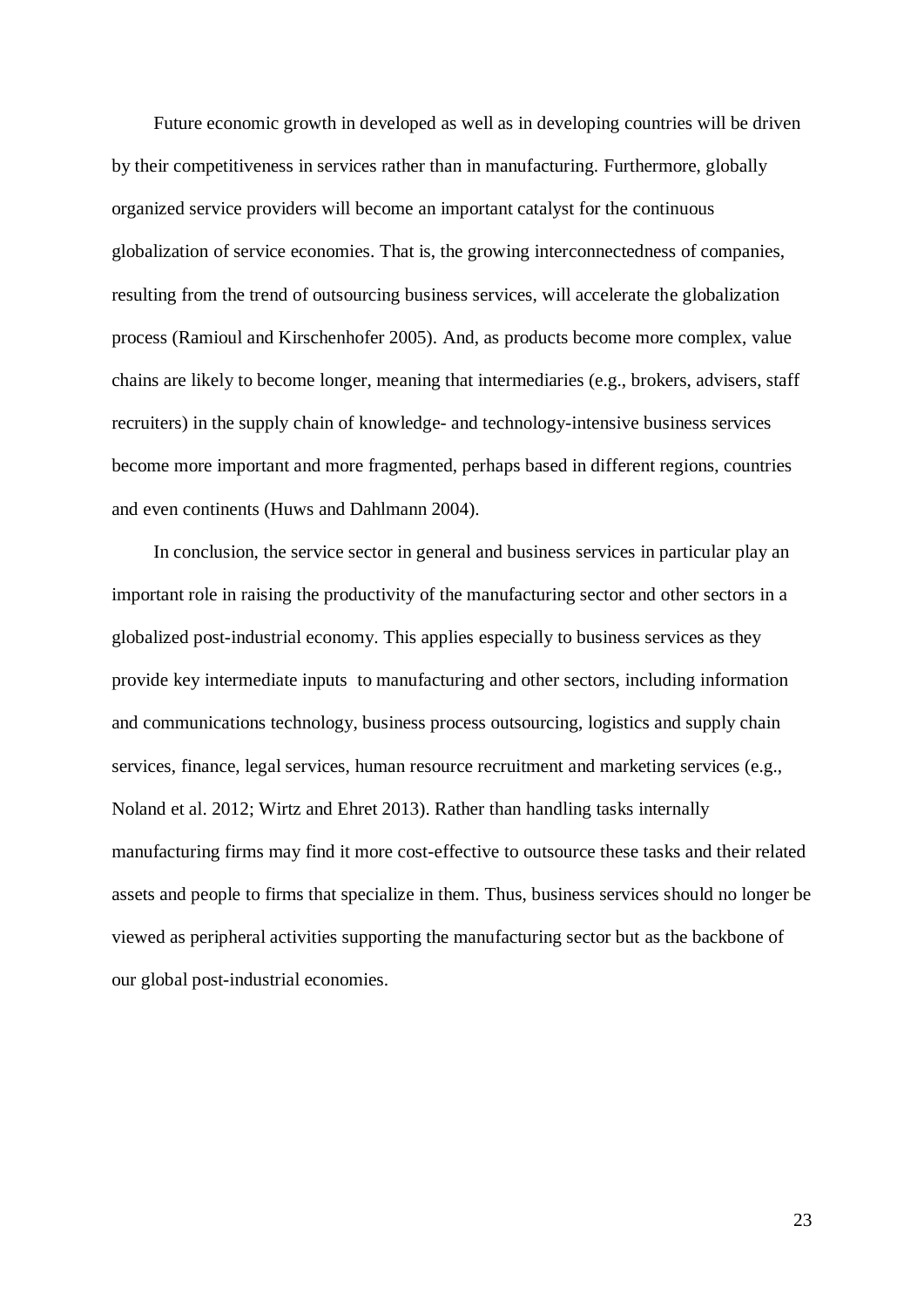Future economic growth in developed as well as in developing countries will be driven by their competitiveness in services rather than in manufacturing. Furthermore, globally organized service providers will become an important catalyst for the continuous globalization of service economies. That is, the growing interconnectedness of companies, resulting from the trend of outsourcing business services, will accelerate the globalization process (Ramioul and Kirschenhofer 2005). And, as products become more complex, value chains are likely to become longer, meaning that intermediaries (e.g., brokers, advisers, staff recruiters) in the supply chain of knowledge- and technology-intensive business services become more important and more fragmented, perhaps based in different regions, countries and even continents (Huws and Dahlmann 2004).

In conclusion, the service sector in general and business services in particular play an important role in raising the productivity of the manufacturing sector and other sectors in a globalized post-industrial economy. This applies especially to business services as they provide key intermediate inputs to manufacturing and other sectors, including information and communications technology, business process outsourcing, logistics and supply chain services, finance, legal services, human resource recruitment and marketing services (e.g., Noland et al. 2012; Wirtz and Ehret 2013). Rather than handling tasks internally manufacturing firms may find it more cost-effective to outsource these tasks and their related assets and people to firms that specialize in them. Thus, business services should no longer be viewed as peripheral activities supporting the manufacturing sector but as the backbone of our global post-industrial economies.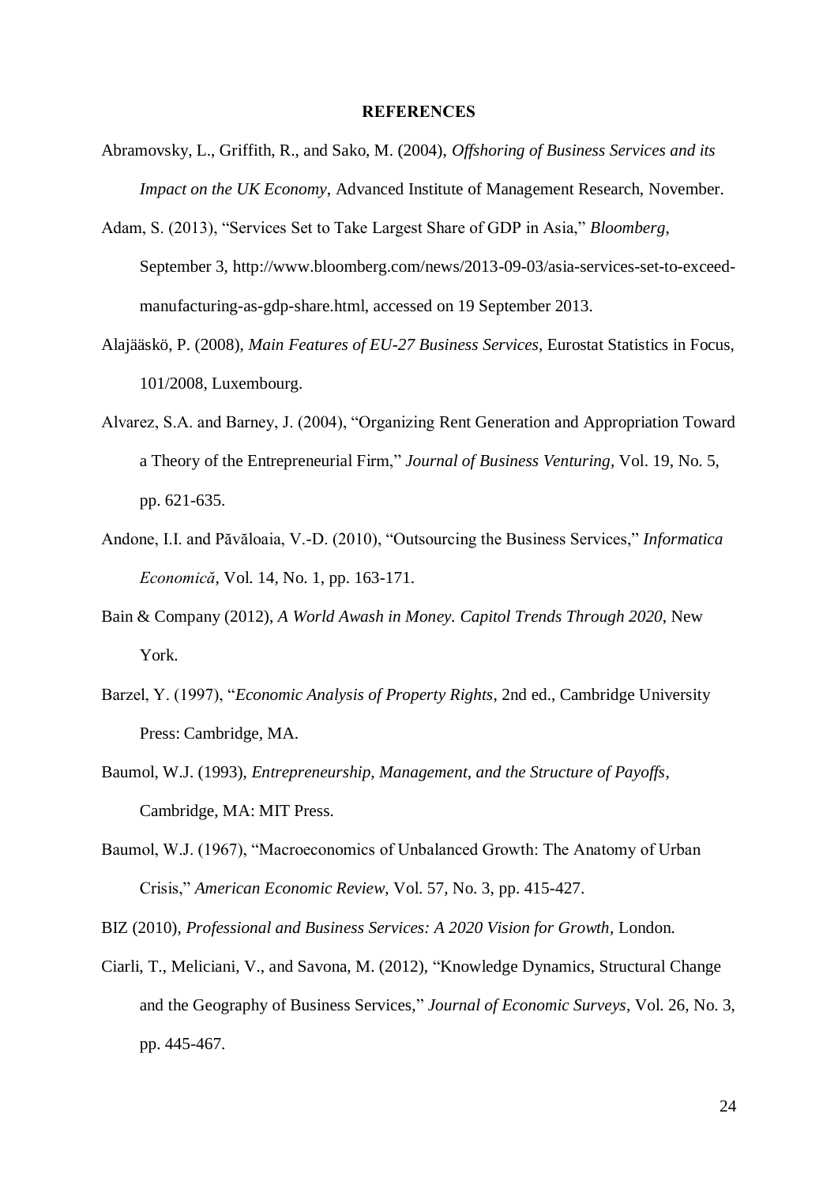# REFERENCES

Abramovsky, L., Griffith, R., and Sako, M. (2004), *Offshoring of Business Services and its Impact on the UK Economy*, Advanced Institute of Management Research, November.

Adam, S. (2013), "Services Set to Take Largest Share of GDP in Asia," *Bloomberg*, September 3, http://www.bloomberg.com/news/2013-09-03/asia-services-set-to-exceed-manufacturing-as-gdp-share.html, accessed on 19 September 2013.

Alajääskö, P. (2008), *Main Features of EU-27 Business Services*, Eurostat Statistics in Focus, 101/2008, Luxembourg.

Alvarez, S.A. and Barney, J. (2004), "Organizing Rent Generation and Appropriation Toward a Theory of the Entrepreneurial Firm," *Journal of Business Venturing*, Vol. 19, No. 5, pp. 621-635.

Andone, I.I. and Păvăloaia, V.-D. (2010), "Outsourcing the Business Services," *Informatica Economică*, Vol. 14, No. 1, pp. 163-171.

Bain & Company (2012), *A World Awash in Money. Capitol Trends Through 2020*, New York.

Barzel, Y. (1997), "*Economic Analysis of Property Rights*, 2nd ed., Cambridge University Press: Cambridge, MA.

Baumol, W.J. (1993), *Entrepreneurship, Management, and the Structure of Payoffs*, Cambridge, MA: MIT Press.

Baumol, W.J. (1967), "Macroeconomics of Unbalanced Growth: The Anatomy of Urban Crisis," *American Economic Review*, Vol. 57, No. 3, pp. 415-427.

BIZ (2010), *Professional and Business Services: A 2020 Vision for Growth*, London.

Ciarli, T., Meliciani, V., and Savona, M. (2012), "Knowledge Dynamics, Structural Change and the Geography of Business Services," *Journal of Economic Surveys*, Vol. 26, No. 3, pp. 445-467.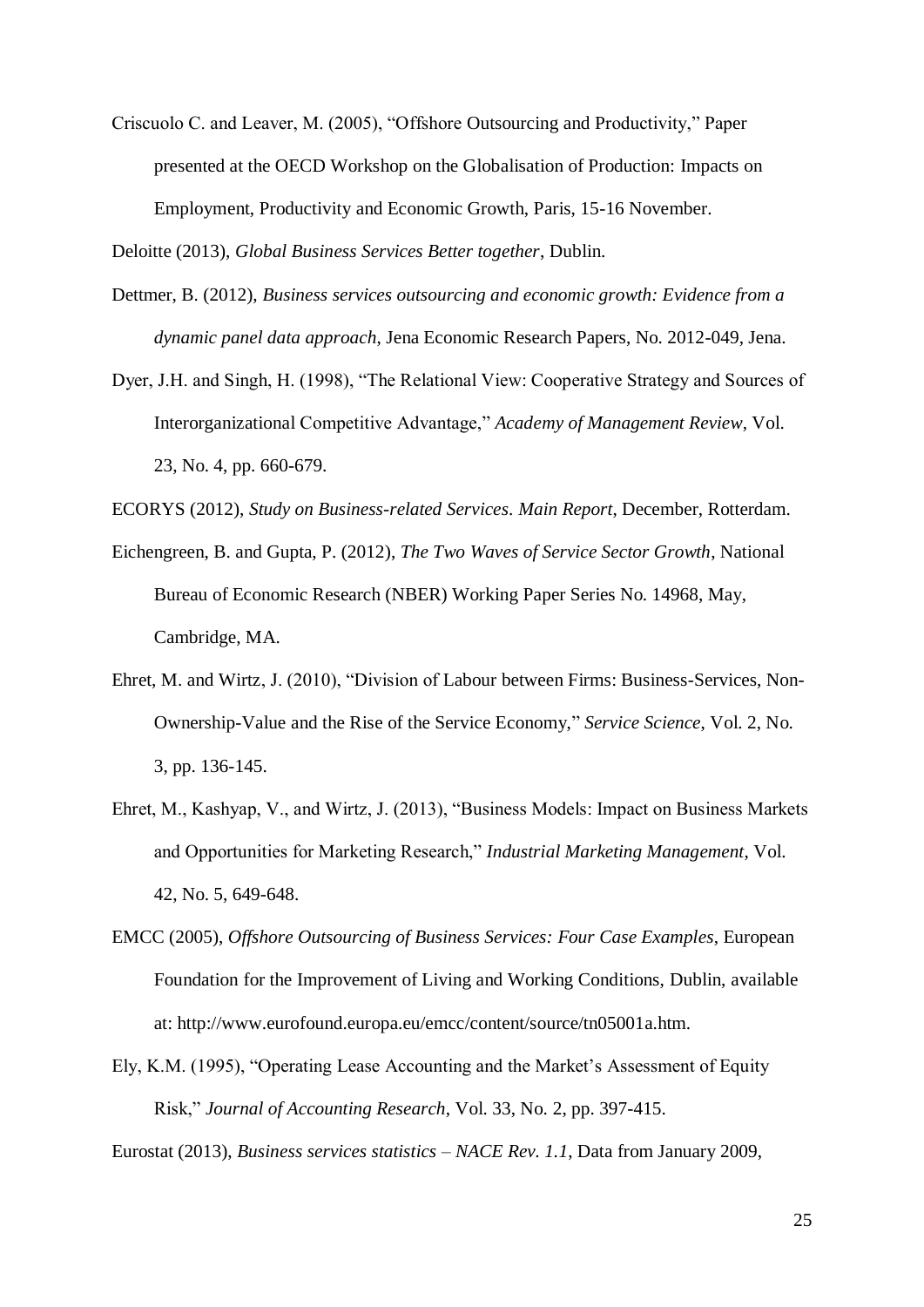Criscuolo C. and Leaver, M. (2005), "Offshore Outsourcing and Productivity," Paper presented at the OECD Workshop on the Globalisation of Production: Impacts on Employment, Productivity and Economic Growth, Paris, 15-16 November.

Deloitte (2013), *Global Business Services Better together*, Dublin.

Dettmer, B. (2012), *Business services outsourcing and economic growth: Evidence from a dynamic panel data approach*, Jena Economic Research Papers, No. 2012-049, Jena.

Dyer, J.H. and Singh, H. (1998), "The Relational View: Cooperative Strategy and Sources of Interorganizational Competitive Advantage," *Academy of Management Review*, Vol. 23, No. 4, pp. 660-679.

ECORYS (2012), *Study on Business-related Services. Main Report*, December, Rotterdam.

Eichengreen, B. and Gupta, P. (2012), *The Two Waves of Service Sector Growth*, National Bureau of Economic Research (NBER) Working Paper Series No. 14968, May, Cambridge, MA.

Ehret, M. and Wirtz, J. (2010), "Division of Labour between Firms: Business-Services, Non-Ownership-Value and the Rise of the Service Economy," *Service Science*, Vol. 2, No. 3, pp. 136-145.

Ehret, M., Kashyap, V., and Wirtz, J. (2013), "Business Models: Impact on Business Markets and Opportunities for Marketing Research," *Industrial Marketing Management*, Vol. 42, No. 5, 649-648.

EMCC (2005), *Offshore Outsourcing of Business Services: Four Case Examples*, European Foundation for the Improvement of Living and Working Conditions, Dublin, available at: http://www.eurofound.europa.eu/emcc/content/source/tn05001a.htm.

Ely, K.M. (1995), "Operating Lease Accounting and the Market's Assessment of Equity Risk," *Journal of Accounting Research*, Vol. 33, No. 2, pp. 397-415.

Eurostat (2013), *Business services statistics – NACE Rev. 1.1*, Data from January 2009,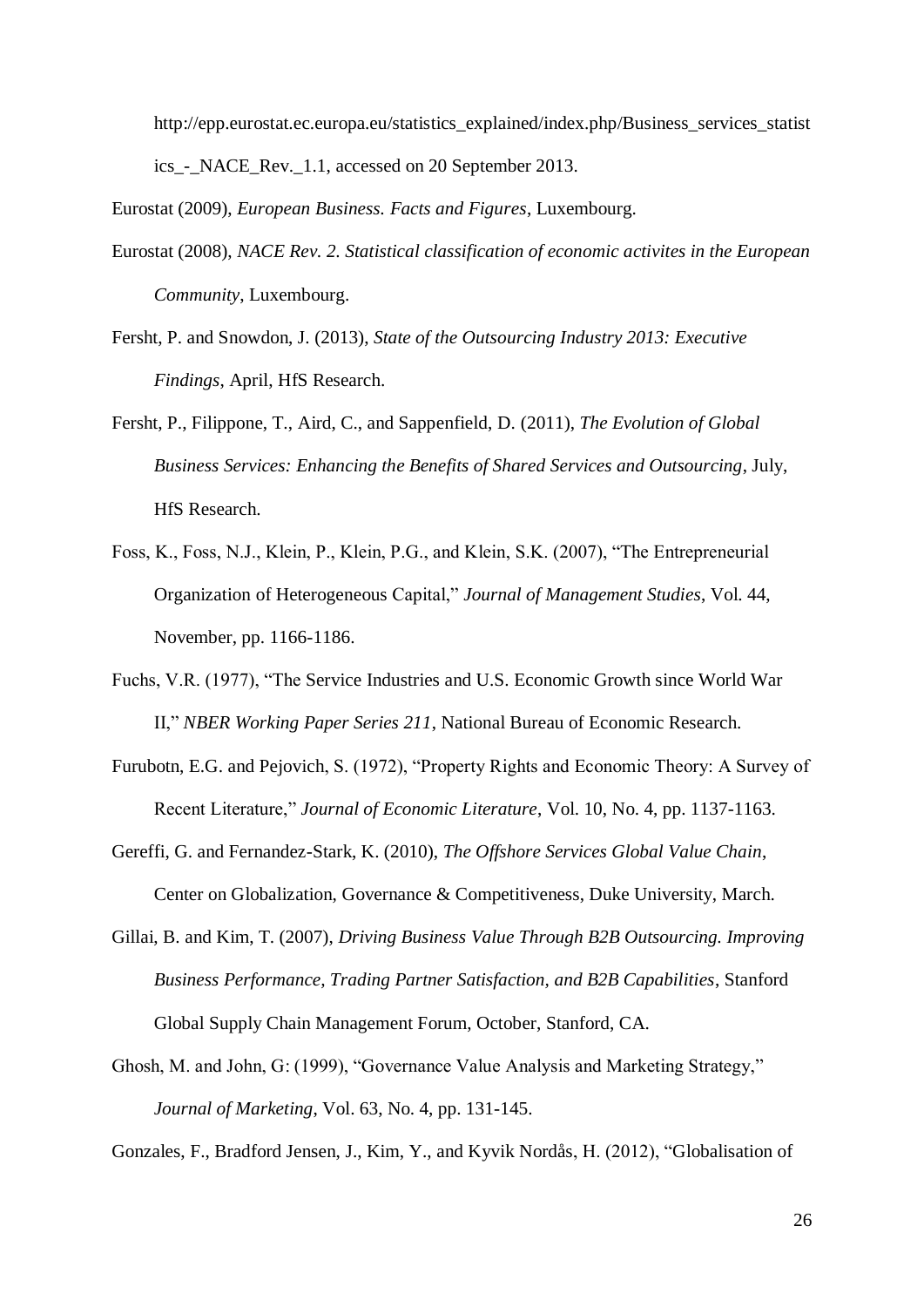http://epp.eurostat.ec.europa.eu/statistics_explained/index.php/Business_services_statistics_-_NACE_Rev._1.1, accessed on 20 September 2013.

Eurostat (2009), *European Business. Facts and Figures*, Luxembourg.

Eurostat (2008), *NACE Rev. 2. Statistical classification of economic activites in the European Community*, Luxembourg.

Fersht, P. and Snowdon, J. (2013), *State of the Outsourcing Industry 2013: Executive Findings*, April, HfS Research.

Fersht, P., Filippone, T., Aird, C., and Sappenfield, D. (2011), *The Evolution of Global Business Services: Enhancing the Benefits of Shared Services and Outsourcing*, July, HfS Research.

Foss, K., Foss, N.J., Klein, P., Klein, P.G., and Klein, S.K. (2007), "The Entrepreneurial Organization of Heterogeneous Capital," *Journal of Management Studies*, Vol. 44, November, pp. 1166-1186.

Fuchs, V.R. (1977), "The Service Industries and U.S. Economic Growth since World War II," *NBER Working Paper Series 211*, National Bureau of Economic Research.

Furubotn, E.G. and Pejovich, S. (1972), "Property Rights and Economic Theory: A Survey of Recent Literature," *Journal of Economic Literature*, Vol. 10, No. 4, pp. 1137-1163.

Gereffi, G. and Fernandez-Stark, K. (2010), *The Offshore Services Global Value Chain*, Center on Globalization, Governance & Competitiveness, Duke University, March.

Gillai, B. and Kim, T. (2007), *Driving Business Value Through B2B Outsourcing. Improving Business Performance, Trading Partner Satisfaction, and B2B Capabilities*, Stanford Global Supply Chain Management Forum, October, Stanford, CA.

Ghosh, M. and John, G: (1999), "Governance Value Analysis and Marketing Strategy," *Journal of Marketing*, Vol. 63, No. 4, pp. 131-145.

Gonzales, F., Bradford Jensen, J., Kim, Y., and Kyvik Nordås, H. (2012), "Globalisation of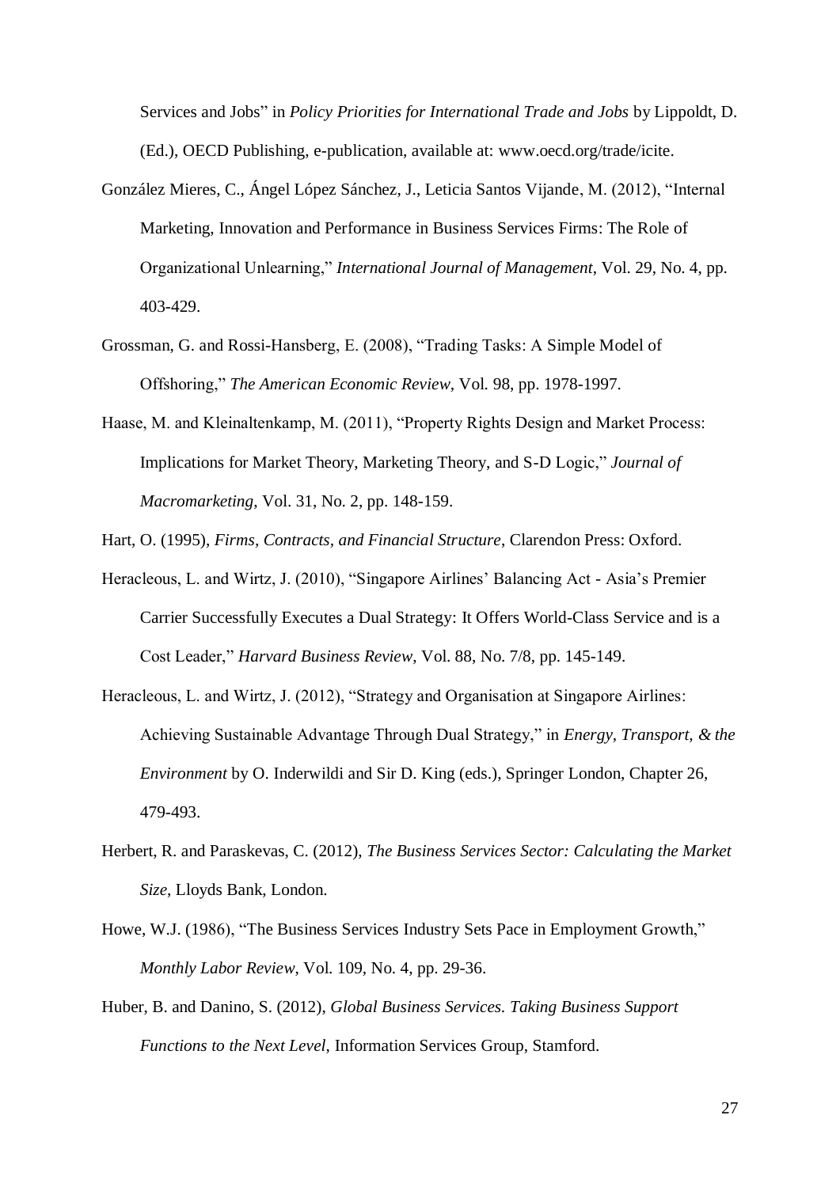Services and Jobs" in *Policy Priorities for International Trade and Jobs* by Lippoldt, D. (Ed.), OECD Publishing, e-publication, available at: www.oecd.org/trade/icite.

González Mieres, C., Ángel López Sánchez, J., Leticia Santos Vijande, M. (2012), "Internal Marketing, Innovation and Performance in Business Services Firms: The Role of Organizational Unlearning," *International Journal of Management*, Vol. 29, No. 4, pp. 403-429.

Grossman, G. and Rossi-Hansberg, E. (2008), "Trading Tasks: A Simple Model of Offshoring," *The American Economic Review*, Vol. 98, pp. 1978-1997.

Haase, M. and Kleinaltenkamp, M. (2011), "Property Rights Design and Market Process: Implications for Market Theory, Marketing Theory, and S-D Logic," *Journal of Macromarketing*, Vol. 31, No. 2, pp. 148-159.

Hart, O. (1995), *Firms, Contracts, and Financial Structure*, Clarendon Press: Oxford.

Heracleous, L. and Wirtz, J. (2010), "Singapore Airlines' Balancing Act - Asia's Premier Carrier Successfully Executes a Dual Strategy: It Offers World-Class Service and is a Cost Leader," *Harvard Business Review*, Vol. 88, No. 7/8, pp. 145-149.

Heracleous, L. and Wirtz, J. (2012), "Strategy and Organisation at Singapore Airlines: Achieving Sustainable Advantage Through Dual Strategy," in *Energy, Transport, & the Environment* by O. Inderwildi and Sir D. King (eds.), Springer London, Chapter 26, 479-493.

Herbert, R. and Paraskevas, C. (2012), *The Business Services Sector: Calculating the Market Size*, Lloyds Bank, London.

Howe, W.J. (1986), "The Business Services Industry Sets Pace in Employment Growth," *Monthly Labor Review*, Vol. 109, No. 4, pp. 29-36.

Huber, B. and Danino, S. (2012), *Global Business Services. Taking Business Support Functions to the Next Level*, Information Services Group, Stamford.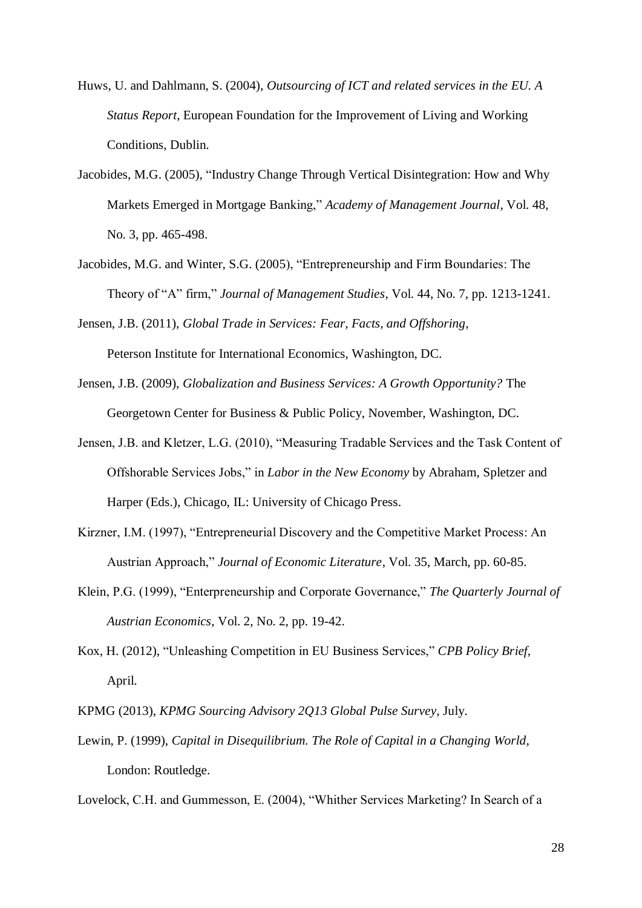Huws, U. and Dahlmann, S. (2004), *Outsourcing of ICT and related services in the EU. A Status Report*, European Foundation for the Improvement of Living and Working Conditions, Dublin.

Jacobides, M.G. (2005), "Industry Change Through Vertical Disintegration: How and Why Markets Emerged in Mortgage Banking," *Academy of Management Journal*, Vol. 48, No. 3, pp. 465-498.

Jacobides, M.G. and Winter, S.G. (2005), "Entrepreneurship and Firm Boundaries: The Theory of "A" firm," *Journal of Management Studies*, Vol. 44, No. 7, pp. 1213-1241.

Jensen, J.B. (2011), *Global Trade in Services: Fear, Facts, and Offshoring*, Peterson Institute for International Economics, Washington, DC.

Jensen, J.B. (2009), *Globalization and Business Services: A Growth Opportunity?* The Georgetown Center for Business & Public Policy, November, Washington, DC.

Jensen, J.B. and Kletzer, L.G. (2010), "Measuring Tradable Services and the Task Content of Offshorable Services Jobs," in *Labor in the New Economy* by Abraham, Spletzer and Harper (Eds.), Chicago, IL: University of Chicago Press.

Kirzner, I.M. (1997), "Entrepreneurial Discovery and the Competitive Market Process: An Austrian Approach," *Journal of Economic Literature*, Vol. 35, March, pp. 60-85.

Klein, P.G. (1999), "Enterpreneurship and Corporate Governance," *The Quarterly Journal of Austrian Economics*, Vol. 2, No. 2, pp. 19-42.

Kox, H. (2012), "Unleashing Competition in EU Business Services," *CPB Policy Brief*, April.

KPMG (2013), *KPMG Sourcing Advisory 2Q13 Global Pulse Survey*, July.

Lewin, P. (1999), *Capital in Disequilibrium. The Role of Capital in a Changing World*, London: Routledge.

Lovelock, C.H. and Gummesson, E. (2004), "Whither Services Marketing? In Search of a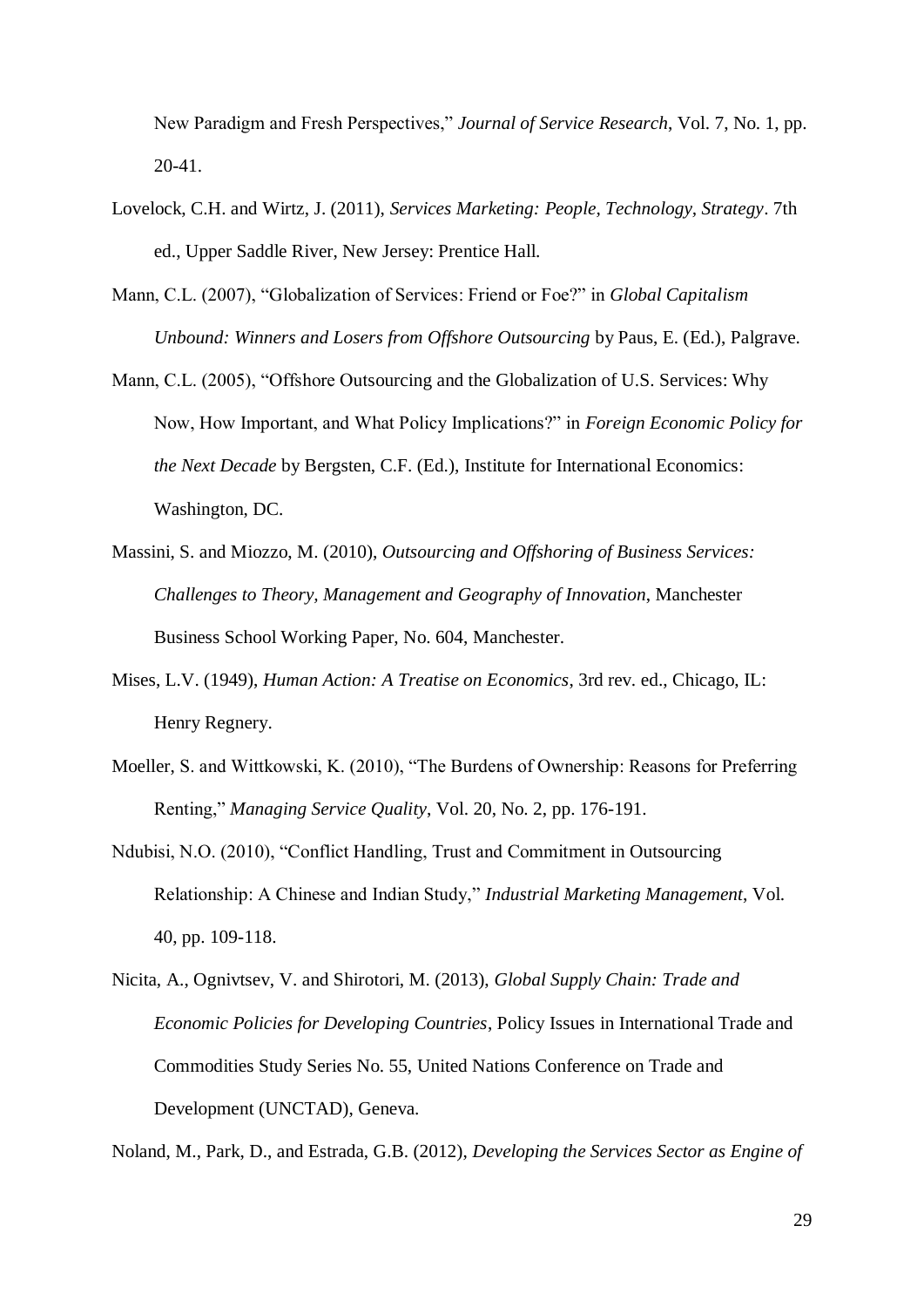New Paradigm and Fresh Perspectives," *Journal of Service Research*, Vol. 7, No. 1, pp. 20-41.

Lovelock, C.H. and Wirtz, J. (2011), *Services Marketing: People, Technology, Strategy*. 7th ed., Upper Saddle River, New Jersey: Prentice Hall.

Mann, C.L. (2007), "Globalization of Services: Friend or Foe?" in *Global Capitalism Unbound: Winners and Losers from Offshore Outsourcing* by Paus, E. (Ed.), Palgrave.

Mann, C.L. (2005), "Offshore Outsourcing and the Globalization of U.S. Services: Why Now, How Important, and What Policy Implications?" in *Foreign Economic Policy for the Next Decade* by Bergsten, C.F. (Ed.), Institute for International Economics: Washington, DC.

Massini, S. and Miozzo, M. (2010), *Outsourcing and Offshoring of Business Services: Challenges to Theory, Management and Geography of Innovation*, Manchester Business School Working Paper, No. 604, Manchester.

Mises, L.V. (1949), *Human Action: A Treatise on Economics*, 3rd rev. ed., Chicago, IL: Henry Regnery.

Moeller, S. and Wittkowski, K. (2010), "The Burdens of Ownership: Reasons for Preferring Renting," *Managing Service Quality*, Vol. 20, No. 2, pp. 176-191.

Ndubisi, N.O. (2010), "Conflict Handling, Trust and Commitment in Outsourcing Relationship: A Chinese and Indian Study," *Industrial Marketing Management*, Vol. 40, pp. 109-118.

Nicita, A., Ognivtsev, V. and Shirotori, M. (2013), *Global Supply Chain: Trade and Economic Policies for Developing Countries*, Policy Issues in International Trade and Commodities Study Series No. 55, United Nations Conference on Trade and Development (UNCTAD), Geneva.

Noland, M., Park, D., and Estrada, G.B. (2012), *Developing the Services Sector as Engine of*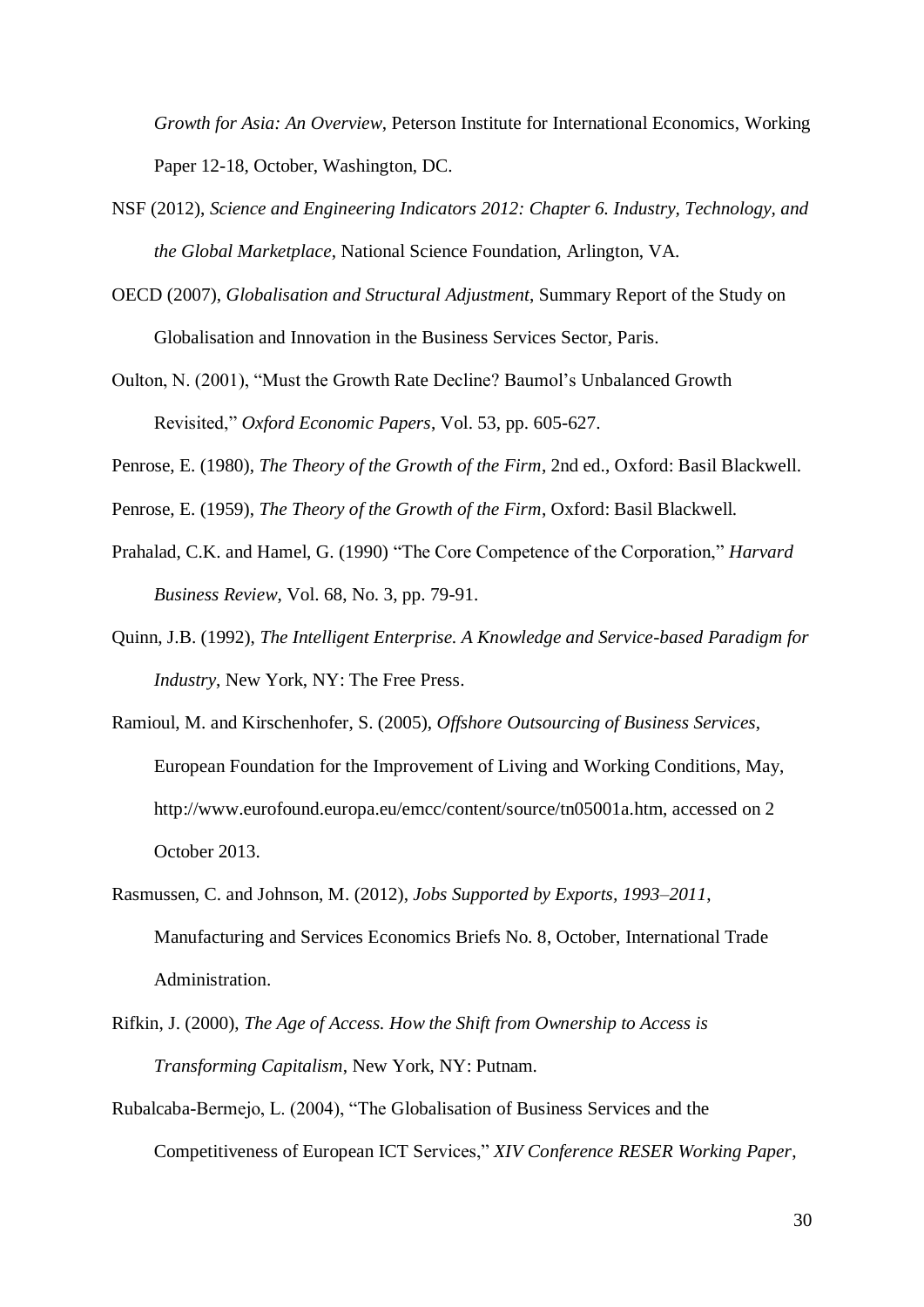*Growth for Asia: An Overview*, Peterson Institute for International Economics, Working Paper 12-18, October, Washington, DC.

NSF (2012), *Science and Engineering Indicators 2012: Chapter 6. Industry, Technology, and the Global Marketplace*, National Science Foundation, Arlington, VA.

OECD (2007), *Globalisation and Structural Adjustment*, Summary Report of the Study on Globalisation and Innovation in the Business Services Sector, Paris.

Oulton, N. (2001), "Must the Growth Rate Decline? Baumol's Unbalanced Growth Revisited," *Oxford Economic Papers*, Vol. 53, pp. 605-627.

Penrose, E. (1980), *The Theory of the Growth of the Firm*, 2nd ed., Oxford: Basil Blackwell.

Penrose, E. (1959), *The Theory of the Growth of the Firm*, Oxford: Basil Blackwell.

Prahalad, C.K. and Hamel, G. (1990) "The Core Competence of the Corporation," *Harvard Business Review*, Vol. 68, No. 3, pp. 79-91.

Quinn, J.B. (1992), *The Intelligent Enterprise. A Knowledge and Service-based Paradigm for Industry*, New York, NY: The Free Press.

Ramioul, M. and Kirschenhofer, S. (2005), *Offshore Outsourcing of Business Services*, European Foundation for the Improvement of Living and Working Conditions, May, http://www.eurofound.europa.eu/emcc/content/source/tn05001a.htm, accessed on 2 October 2013.

Rasmussen, C. and Johnson, M. (2012), *Jobs Supported by Exports, 1993–2011*, Manufacturing and Services Economics Briefs No. 8, October, International Trade Administration.

Rifkin, J. (2000), *The Age of Access. How the Shift from Ownership to Access is Transforming Capitalism*, New York, NY: Putnam.

Rubalcaba-Bermejo, L. (2004), "The Globalisation of Business Services and the Competitiveness of European ICT Services," *XIV Conference RESER Working Paper*,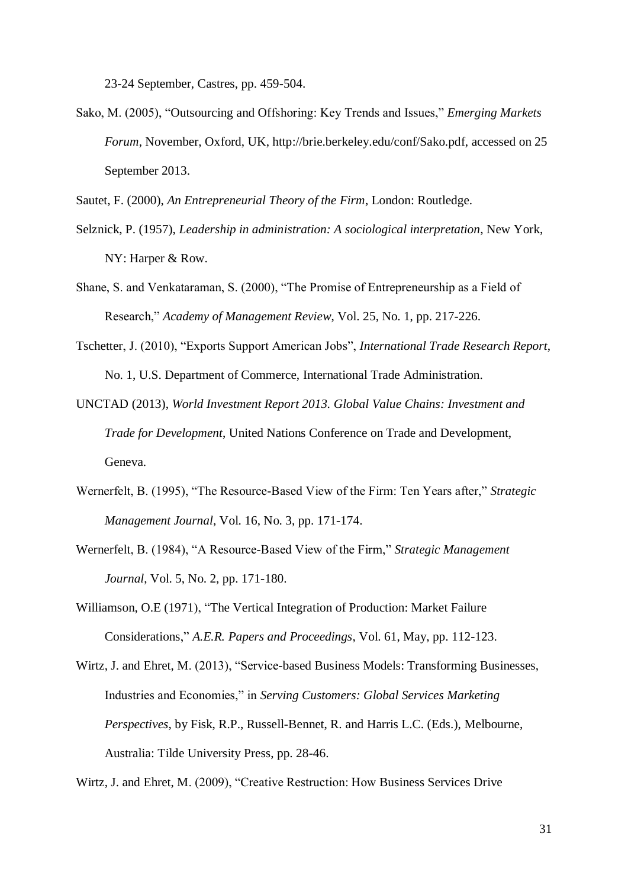23-24 September, Castres, pp. 459-504.

Sako, M. (2005), "Outsourcing and Offshoring: Key Trends and Issues," *Emerging Markets Forum*, November, Oxford, UK, http://brie.berkeley.edu/conf/Sako.pdf, accessed on 25 September 2013.

Sautet, F. (2000), *An Entrepreneurial Theory of the Firm*, London: Routledge.

Selznick, P. (1957), *Leadership in administration: A sociological interpretation*, New York, NY: Harper & Row.

Shane, S. and Venkataraman, S. (2000), "The Promise of Entrepreneurship as a Field of Research," *Academy of Management Review*, Vol. 25, No. 1, pp. 217-226.

Tschetter, J. (2010), "Exports Support American Jobs", *International Trade Research Report*, No. 1, U.S. Department of Commerce, International Trade Administration.

UNCTAD (2013), *World Investment Report 2013. Global Value Chains: Investment and Trade for Development*, United Nations Conference on Trade and Development, Geneva.

Wernerfelt, B. (1995), "The Resource-Based View of the Firm: Ten Years after," *Strategic Management Journal*, Vol. 16, No. 3, pp. 171-174.

Wernerfelt, B. (1984), "A Resource-Based View of the Firm," *Strategic Management Journal*, Vol. 5, No. 2, pp. 171-180.

Williamson, O.E (1971), "The Vertical Integration of Production: Market Failure Considerations," *A.E.R. Papers and Proceedings*, Vol. 61, May, pp. 112-123.

Wirtz, J. and Ehret, M. (2013), "Service-based Business Models: Transforming Businesses, Industries and Economies," in *Serving Customers: Global Services Marketing Perspectives*, by Fisk, R.P., Russell-Bennet, R. and Harris L.C. (Eds.), Melbourne, Australia: Tilde University Press, pp. 28-46.

Wirtz, J. and Ehret, M. (2009), "Creative Restruction: How Business Services Drive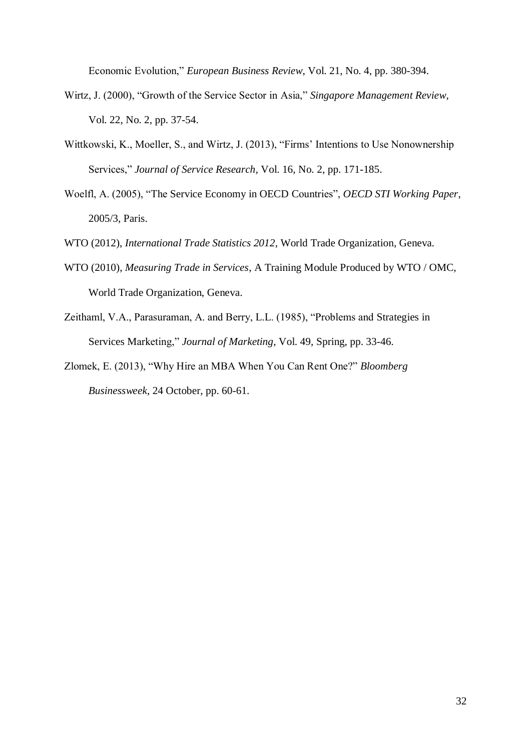Economic Evolution," *European Business Review*, Vol. 21, No. 4, pp. 380-394.

Wirtz, J. (2000), "Growth of the Service Sector in Asia," *Singapore Management Review*, Vol. 22, No. 2, pp. 37-54.

Wittkowski, K., Moeller, S., and Wirtz, J. (2013), "Firms' Intentions to Use Nonownership Services," *Journal of Service Research*, Vol. 16, No. 2, pp. 171-185.

Woelfl, A. (2005), "The Service Economy in OECD Countries", *OECD STI Working Paper*, 2005/3, Paris.

WTO (2012), *International Trade Statistics 2012*, World Trade Organization, Geneva.

WTO (2010), *Measuring Trade in Services*, A Training Module Produced by WTO / OMC, World Trade Organization, Geneva.

Zeithaml, V.A., Parasuraman, A. and Berry, L.L. (1985), "Problems and Strategies in Services Marketing," *Journal of Marketing*, Vol. 49, Spring, pp. 33-46.

Zlomek, E. (2013), "Why Hire an MBA When You Can Rent One?" *Bloomberg Businessweek*, 24 October, pp. 60-61.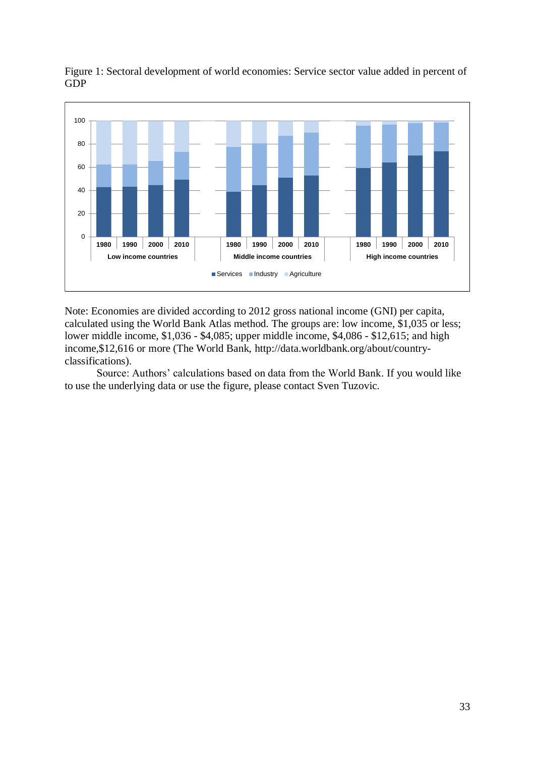Figure 1: Sectoral development of world economies: Service sector value added in percent of GDP

Note: Economies are divided according to 2012 gross national income (GNI) per capita, calculated using the World Bank Atlas method. The groups are: low income, $1,035 or less; lower middle income, $1,036 - $4,085; upper middle income, $4,086 - $12,615; and high income,$12,616 or more (The World Bank, http://data.worldbank.org/about/country-classifications).

Source: Authors' calculations based on data from the World Bank. If you would like to use the underlying data or use the figure, please contact Sven Tuzovic.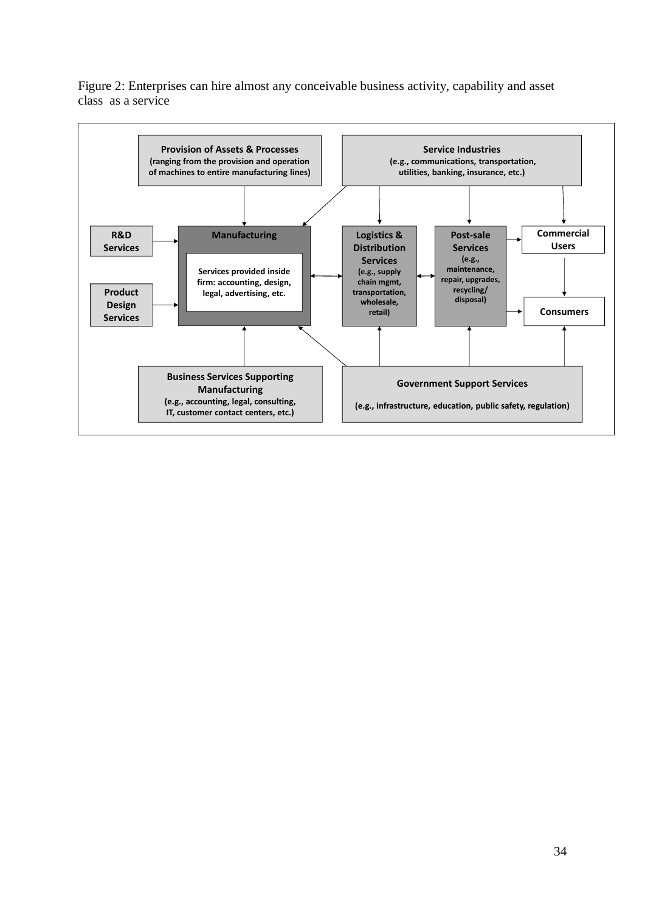Figure 2: Enterprises can hire almost any conceivable business activity, capability and asset class as a service

**Provision of Assets & Processes** (ranging from the provision and operation of machines to entire manufacturing lines)

**Service Industries** (e.g., communications, transportation, utilities, banking, insurance, etc.)

**R&D Services**

**Product Design Services**

**Manufacturing**

Services provided inside firm: accounting, design, legal, advertising, etc.

**Logistics & Distribution Services** (e.g., supply chain mgmt, transportation, wholesale, retail)

**Post-sale Services** (e.g., maintenance, repair, upgrades, recycling/ disposal)

**Commercial Users**

**Consumers**

**Business Services Supporting Manufacturing** (e.g., accounting, legal, consulting, IT, customer contact centers, etc.)

**Government Support Services** (e.g., infrastructure, education, public safety, regulation)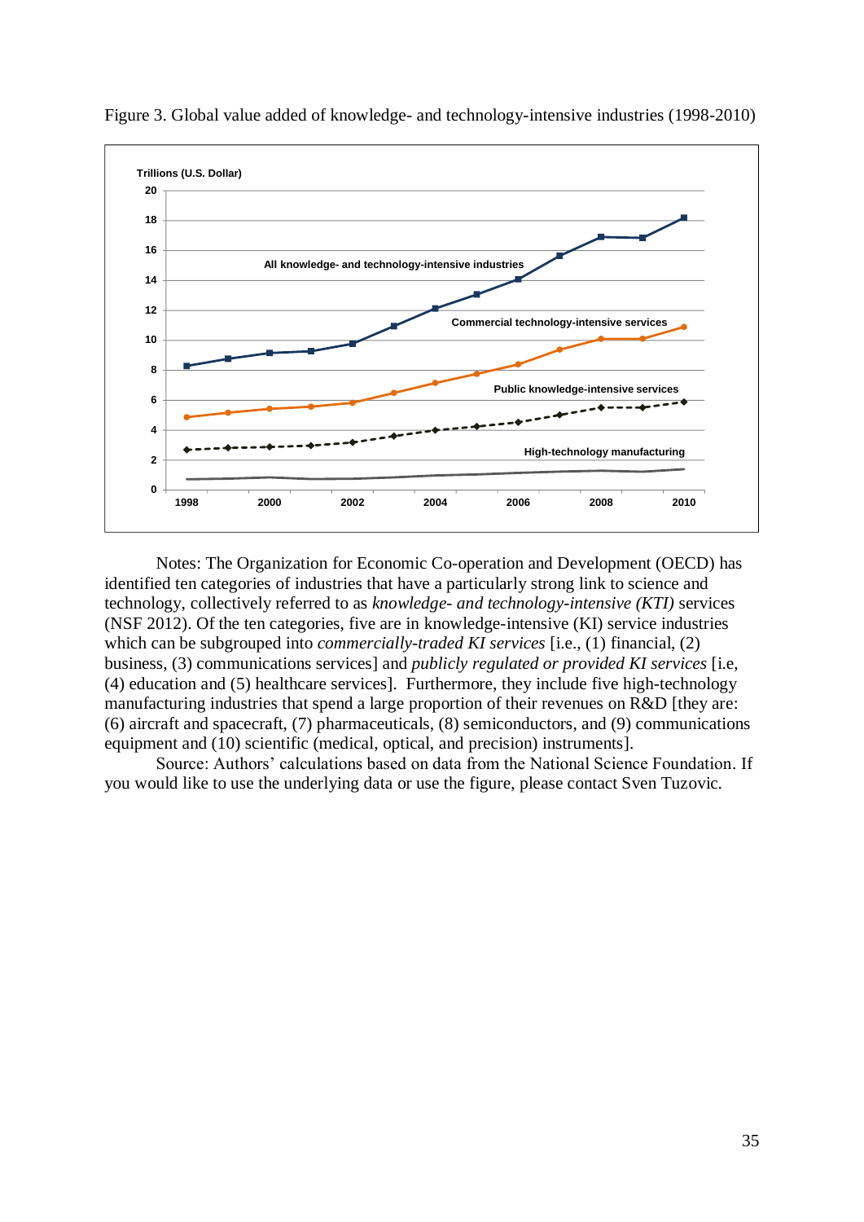Figure 3. Global value added of knowledge- and technology-intensive industries (1998-2010)

Notes: The Organization for Economic Co-operation and Development (OECD) has identified ten categories of industries that have a particularly strong link to science and technology, collectively referred to as *knowledge- and technology-intensive (KTI)* services (NSF 2012). Of the ten categories, five are in knowledge-intensive (KI) service industries which can be subgrouped into *commercially-traded KI services* [i.e., (1) financial, (2) business, (3) communications services] and *publicly regulated or provided KI services* [i.e, (4) education and (5) healthcare services]. Furthermore, they include five high-technology manufacturing industries that spend a large proportion of their revenues on R&D [they are: (6) aircraft and spacecraft, (7) pharmaceuticals, (8) semiconductors, and (9) communications equipment and (10) scientific (medical, optical, and precision) instruments].

Source: Authors' calculations based on data from the National Science Foundation. If you would like to use the underlying data or use the figure, please contact Sven Tuzovic.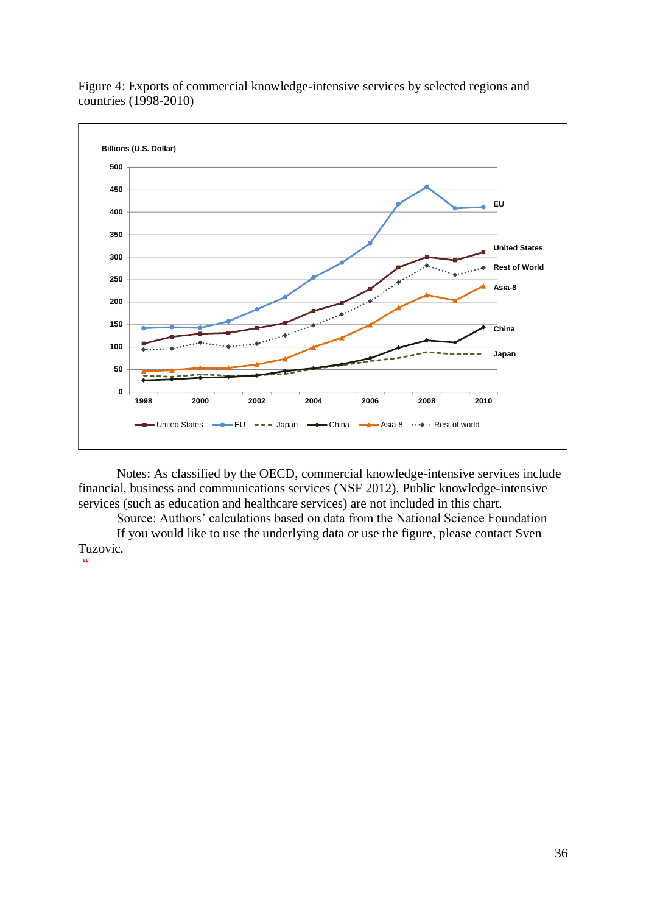Figure 4: Exports of commercial knowledge-intensive services by selected regions and countries (1998-2010)

Notes: As classified by the OECD, commercial knowledge-intensive services include financial, business and communications services (NSF 2012). Public knowledge-intensive services (such as education and healthcare services) are not included in this chart.

Source: Authors' calculations based on data from the National Science Foundation

If you would like to use the underlying data or use the figure, please contact Sven Tuzovic.

"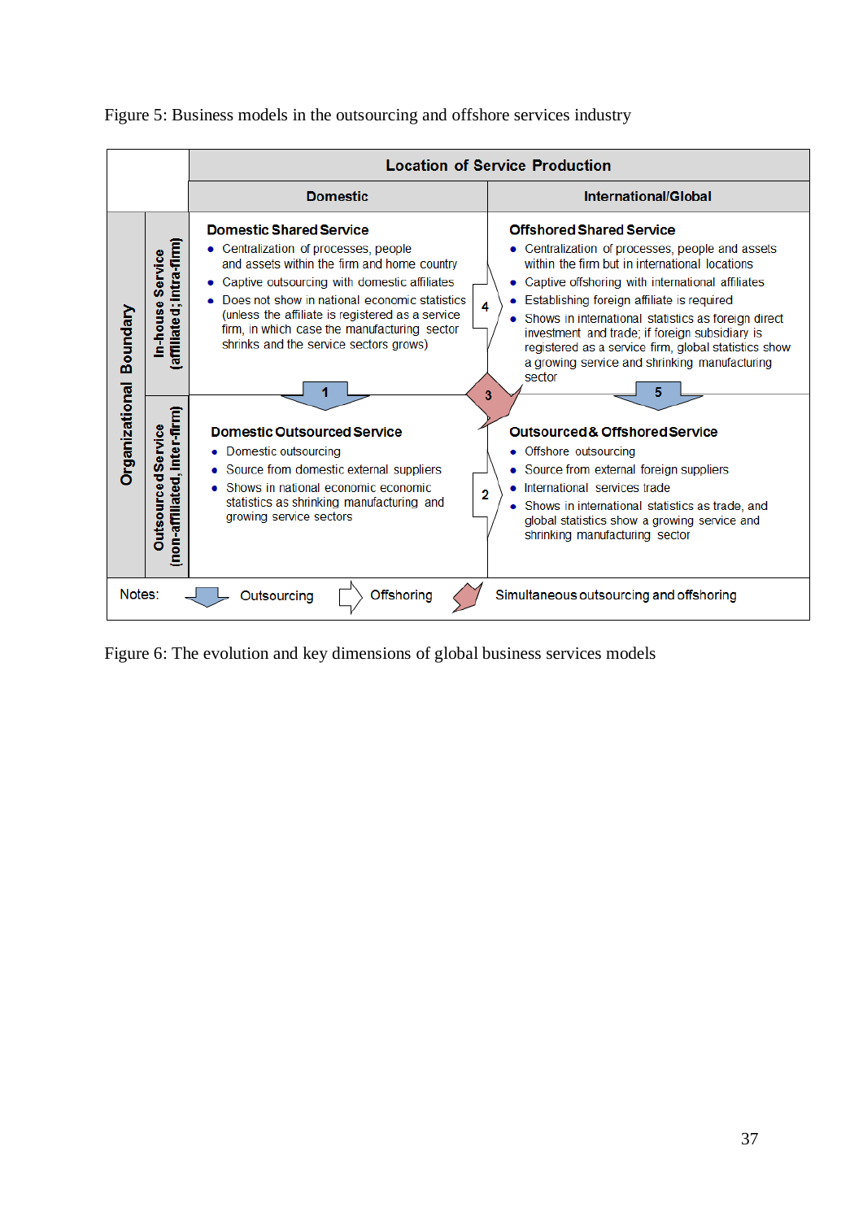Figure 5: Business models in the outsourcing and offshore services industry

| Organizational Boundary | | Location of Service Production | |
|---|---|---|---|
| | | **Domestic** | **International/Global** |
| | **In-house Service (affiliated; intra-firm)** | **Domestic Shared Service**<br>• Centralization of processes, people and assets within the firm and home country<br>• Captive outsourcing with domestic affiliates<br>• Does not show in national economic statistics (unless the affiliate is registered as a service firm, in which case the manufacturing sector shrinks and the service sectors grows) | **Offshored Shared Service**<br>• Centralization of processes, people and assets within the firm but in international locations<br>• Captive offshoring with international affiliates<br>• Establishing foreign affiliate is required<br>• Shows in international statistics as foreign direct investment and trade; if foreign subsidiary is registered as a service firm, global statistics show a growing service and shrinking manufacturing sector |
| | **Outsourced Service (non-affiliated, inter-firm)** | **Domestic Outsourced Service**<br>• Domestic outsourcing<br>• Source from domestic external suppliers<br>• Shows in national economic economic statistics as shrinking manufacturing and growing service sectors | **Outsourced & Offshored Service**<br>• Offshore outsourcing<br>• Source from external foreign suppliers<br>• International services trade<br>• Shows in international statistics as trade, and global statistics show a growing service and shrinking manufacturing sector |

Transitions: 1 (Domestic Shared Service → Domestic Outsourced Service), 2 (Domestic Outsourced Service → Outsourced & Offshored Service), 3 (Domestic Shared Service → Outsourced & Offshored Service), 4 (Domestic Shared Service → Offshored Shared Service), 5 (Offshored Shared Service → Outsourced & Offshored Service)

Notes: Outsourcing; Offshoring; Simultaneous outsourcing and offshoring

Figure 6: The evolution and key dimensions of global business services models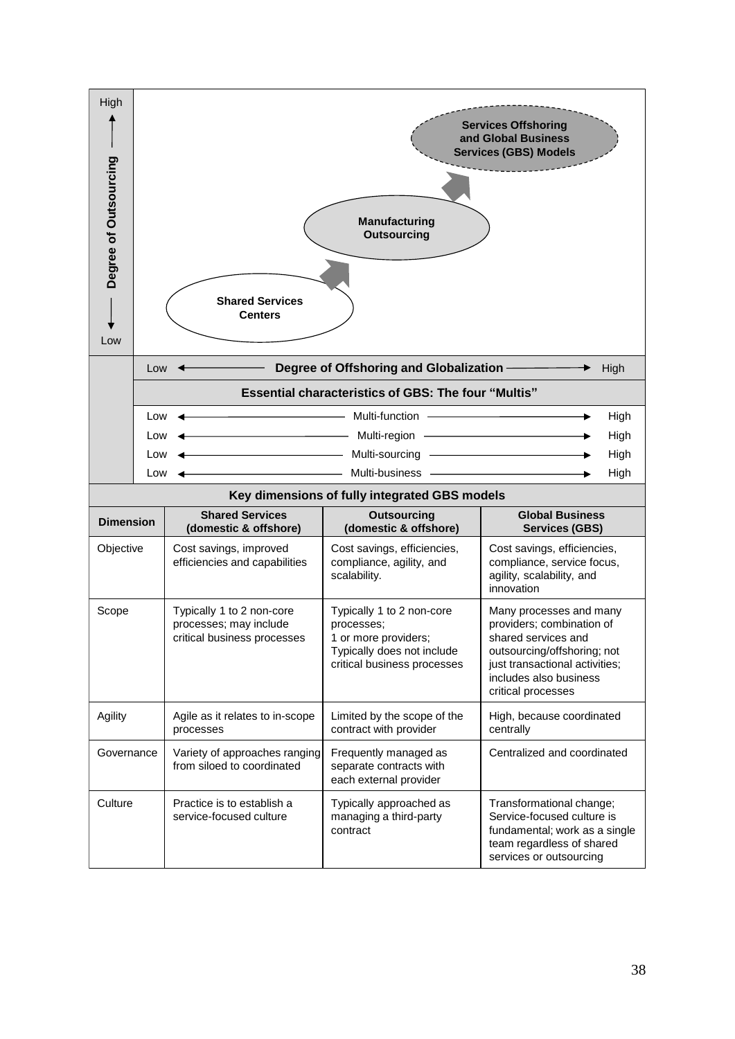High

Degree of Outsourcing

Low

**Services Offshoring and Global Business Services (GBS) Models**

**Manufacturing Outsourcing**

**Shared Services Centers**

Low ← **Degree of Offshoring and Globalization** → High

**Essential characteristics of GBS: The four "Multis"**

Low ← Multi-function → High

Low ← Multi-region → High

Low ← Multi-sourcing → High

Low ← Multi-business → High

**Key dimensions of fully integrated GBS models**

| Dimension | Shared Services (domestic & offshore) | Outsourcing (domestic & offshore) | Global Business Services (GBS) |
|---|---|---|---|
| Objective | Cost savings, improved efficiencies and capabilities | Cost savings, efficiencies, compliance, agility, and scalability. | Cost savings, efficiencies, compliance, service focus, agility, scalability, and innovation |
| Scope | Typically 1 to 2 non-core processes; may include critical business processes | Typically 1 to 2 non-core processes; 1 or more providers; Typically does not include critical business processes | Many processes and many providers; combination of shared services and outsourcing/offshoring; not just transactional activities; includes also business critical processes |
| Agility | Agile as it relates to in-scope processes | Limited by the scope of the contract with provider | High, because coordinated centrally |
| Governance | Variety of approaches ranging from siloed to coordinated | Frequently managed as separate contracts with each external provider | Centralized and coordinated |
| Culture | Practice is to establish a service-focused culture | Typically approached as managing a third-party contract | Transformational change; Service-focused culture is fundamental; work as a single team regardless of shared services or outsourcing |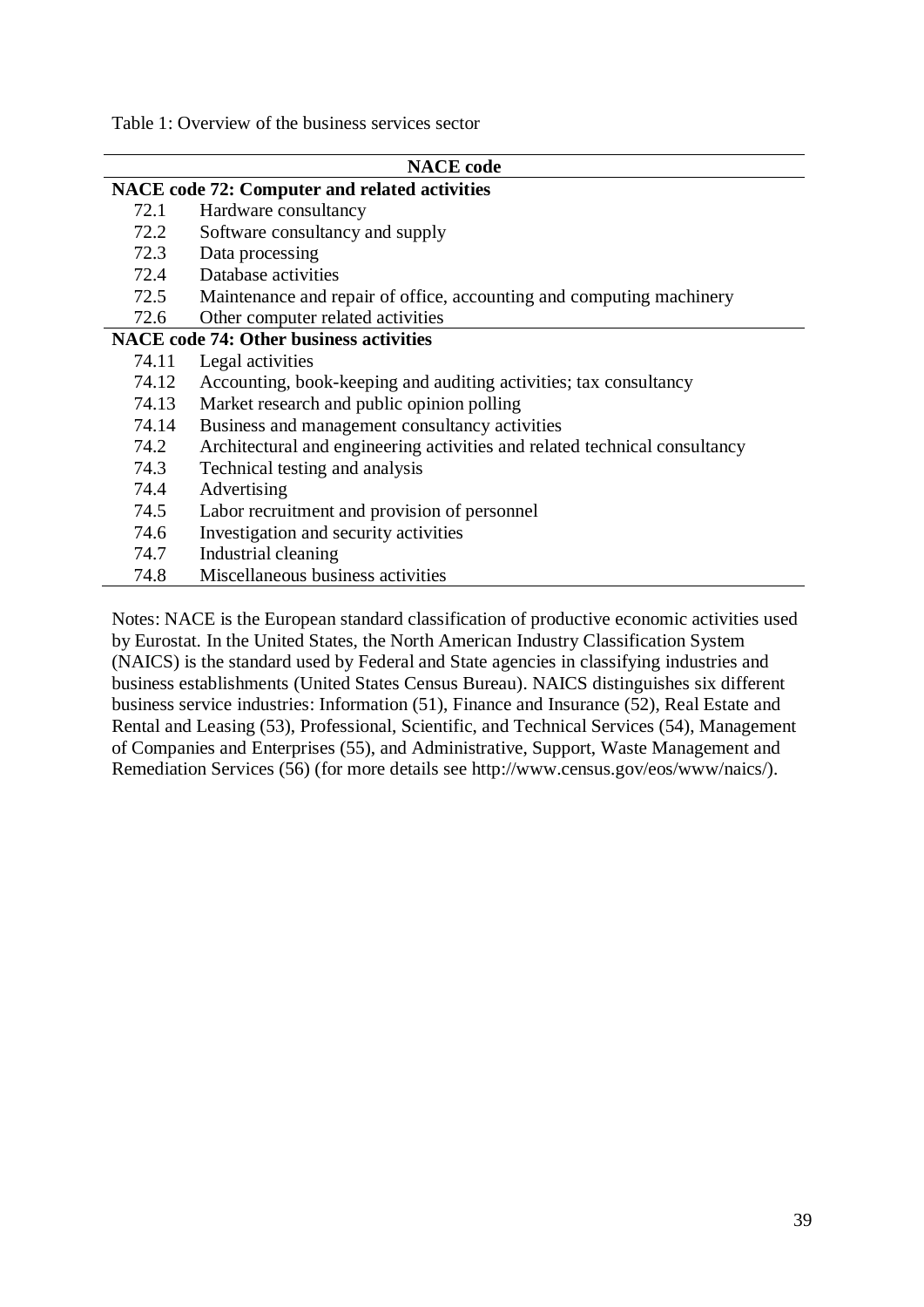Table 1: Overview of the business services sector

| NACE code | |
|---|---|
| **NACE code 72: Computer and related activities** | |
| 72.1 | Hardware consultancy |
| 72.2 | Software consultancy and supply |
| 72.3 | Data processing |
| 72.4 | Database activities |
| 72.5 | Maintenance and repair of office, accounting and computing machinery |
| 72.6 | Other computer related activities |
| **NACE code 74: Other business activities** | |
| 74.11 | Legal activities |
| 74.12 | Accounting, book-keeping and auditing activities; tax consultancy |
| 74.13 | Market research and public opinion polling |
| 74.14 | Business and management consultancy activities |
| 74.2 | Architectural and engineering activities and related technical consultancy |
| 74.3 | Technical testing and analysis |
| 74.4 | Advertising |
| 74.5 | Labor recruitment and provision of personnel |
| 74.6 | Investigation and security activities |
| 74.7 | Industrial cleaning |
| 74.8 | Miscellaneous business activities |

Notes: NACE is the European standard classification of productive economic activities used by Eurostat. In the United States, the North American Industry Classification System (NAICS) is the standard used by Federal and State agencies in classifying industries and business establishments (United States Census Bureau). NAICS distinguishes six different business service industries: Information (51), Finance and Insurance (52), Real Estate and Rental and Leasing (53), Professional, Scientific, and Technical Services (54), Management of Companies and Enterprises (55), and Administrative, Support, Waste Management and Remediation Services (56) (for more details see http://www.census.gov/eos/www/naics/).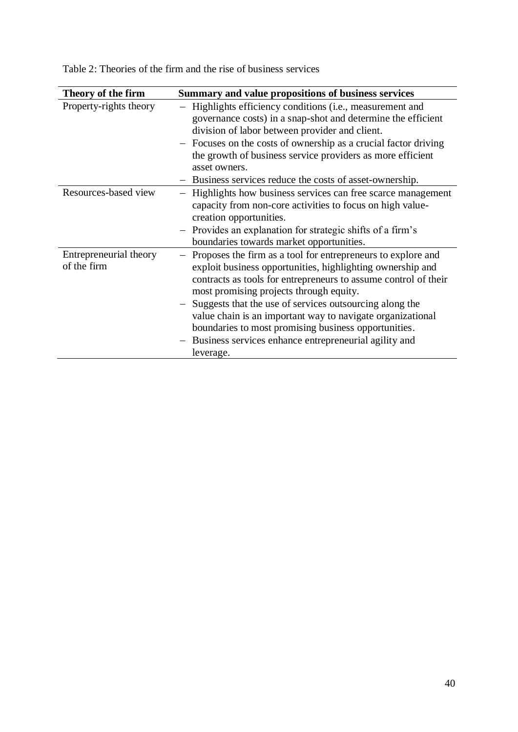Table 2: Theories of the firm and the rise of business services

| Theory of the firm | Summary and value propositions of business services |
| --- | --- |
| Property-rights theory | – Highlights efficiency conditions (i.e., measurement and governance costs) in a snap-shot and determine the efficient division of labor between provider and client.<br>– Focuses on the costs of ownership as a crucial factor driving the growth of business service providers as more efficient asset owners.<br>– Business services reduce the costs of asset-ownership. |
| Resources-based view | – Highlights how business services can free scarce management capacity from non-core activities to focus on high value-creation opportunities.<br>– Provides an explanation for strategic shifts of a firm's boundaries towards market opportunities. |
| Entrepreneurial theory of the firm | – Proposes the firm as a tool for entrepreneurs to explore and exploit business opportunities, highlighting ownership and contracts as tools for entrepreneurs to assume control of their most promising projects through equity.<br>– Suggests that the use of services outsourcing along the value chain is an important way to navigate organizational boundaries to most promising business opportunities.<br>– Business services enhance entrepreneurial agility and leverage. |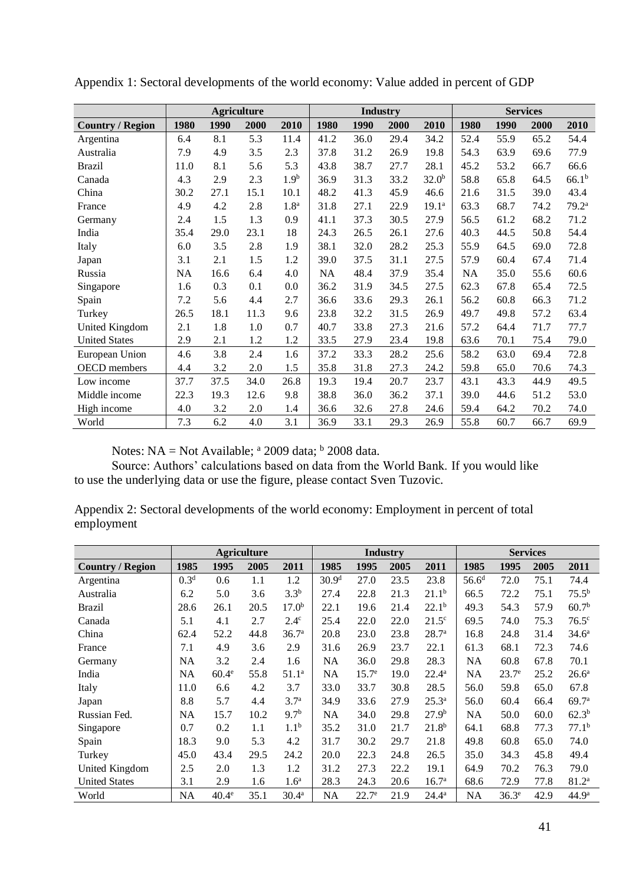Appendix 1: Sectoral developments of the world economy: Value added in percent of GDP

| | Agriculture | | | | Industry | | | | Services | | | |
|---|---|---|---|---|---|---|---|---|---|---|---|---|
| **Country / Region** | **1980** | **1990** | **2000** | **2010** | **1980** | **1990** | **2000** | **2010** | **1980** | **1990** | **2000** | **2010** |
| Argentina | 6.4 | 8.1 | 5.3 | 11.4 | 41.2 | 36.0 | 29.4 | 34.2 | 52.4 | 55.9 | 65.2 | 54.4 |
| Australia | 7.9 | 4.9 | 3.5 | 2.3 | 37.8 | 31.2 | 26.9 | 19.8 | 54.3 | 63.9 | 69.6 | 77.9 |
| Brazil | 11.0 | 8.1 | 5.6 | 5.3 | 43.8 | 38.7 | 27.7 | 28.1 | 45.2 | 53.2 | 66.7 | 66.6 |
| Canada | 4.3 | 2.9 | 2.3 | 1.9[b] | 36.9 | 31.3 | 33.2 | 32.0[b] | 58.8 | 65.8 | 64.5 | 66.1[b] |
| China | 30.2 | 27.1 | 15.1 | 10.1 | 48.2 | 41.3 | 45.9 | 46.6 | 21.6 | 31.5 | 39.0 | 43.4 |
| France | 4.9 | 4.2 | 2.8 | 1.8[a] | 31.8 | 27.1 | 22.9 | 19.1[a] | 63.3 | 68.7 | 74.2 | 79.2[a] |
| Germany | 2.4 | 1.5 | 1.3 | 0.9 | 41.1 | 37.3 | 30.5 | 27.9 | 56.5 | 61.2 | 68.2 | 71.2 |
| India | 35.4 | 29.0 | 23.1 | 18 | 24.3 | 26.5 | 26.1 | 27.6 | 40.3 | 44.5 | 50.8 | 54.4 |
| Italy | 6.0 | 3.5 | 2.8 | 1.9 | 38.1 | 32.0 | 28.2 | 25.3 | 55.9 | 64.5 | 69.0 | 72.8 |
| Japan | 3.1 | 2.1 | 1.5 | 1.2 | 39.0 | 37.5 | 31.1 | 27.5 | 57.9 | 60.4 | 67.4 | 71.4 |
| Russia | NA | 16.6 | 6.4 | 4.0 | NA | 48.4 | 37.9 | 35.4 | NA | 35.0 | 55.6 | 60.6 |
| Singapore | 1.6 | 0.3 | 0.1 | 0.0 | 36.2 | 31.9 | 34.5 | 27.5 | 62.3 | 67.8 | 65.4 | 72.5 |
| Spain | 7.2 | 5.6 | 4.4 | 2.7 | 36.6 | 33.6 | 29.3 | 26.1 | 56.2 | 60.8 | 66.3 | 71.2 |
| Turkey | 26.5 | 18.1 | 11.3 | 9.6 | 23.8 | 32.2 | 31.5 | 26.9 | 49.7 | 49.8 | 57.2 | 63.4 |
| United Kingdom | 2.1 | 1.8 | 1.0 | 0.7 | 40.7 | 33.8 | 27.3 | 21.6 | 57.2 | 64.4 | 71.7 | 77.7 |
| United States | 2.9 | 2.1 | 1.2 | 1.2 | 33.5 | 27.9 | 23.4 | 19.8 | 63.6 | 70.1 | 75.4 | 79.0 |
| European Union | 4.6 | 3.8 | 2.4 | 1.6 | 37.2 | 33.3 | 28.2 | 25.6 | 58.2 | 63.0 | 69.4 | 72.8 |
| OECD members | 4.4 | 3.2 | 2.0 | 1.5 | 35.8 | 31.8 | 27.3 | 24.2 | 59.8 | 65.0 | 70.6 | 74.3 |
| Low income | 37.7 | 37.5 | 34.0 | 26.8 | 19.3 | 19.4 | 20.7 | 23.7 | 43.1 | 43.3 | 44.9 | 49.5 |
| Middle income | 22.3 | 19.3 | 12.6 | 9.8 | 38.8 | 36.0 | 36.2 | 37.1 | 39.0 | 44.6 | 51.2 | 53.0 |
| High income | 4.0 | 3.2 | 2.0 | 1.4 | 36.6 | 32.6 | 27.8 | 24.6 | 59.4 | 64.2 | 70.2 | 74.0 |
| World | 7.3 | 6.2 | 4.0 | 3.1 | 36.9 | 33.1 | 29.3 | 26.9 | 55.8 | 60.7 | 66.7 | 69.9 |

Notes: NA = Not Available; [a] 2009 data; [b] 2008 data.

Source: Authors' calculations based on data from the World Bank. If you would like to use the underlying data or use the figure, please contact Sven Tuzovic.

Appendix 2: Sectoral developments of the world economy: Employment in percent of total employment

| | Agriculture | | | | Industry | | | | Services | | | |
|---|---|---|---|---|---|---|---|---|---|---|---|---|
| **Country / Region** | **1985** | **1995** | **2005** | **2011** | **1985** | **1995** | **2005** | **2011** | **1985** | **1995** | **2005** | **2011** |
| Argentina | 0.3[d] | 0.6 | 1.1 | 1.2 | 30.9[d] | 27.0 | 23.5 | 23.8 | 56.6[d] | 72.0 | 75.1 | 74.4 |
| Australia | 6.2 | 5.0 | 3.6 | 3.3[b] | 27.4 | 22.8 | 21.3 | 21.1[b] | 66.5 | 72.2 | 75.1 | 75.5[b] |
| Brazil | 28.6 | 26.1 | 20.5 | 17.0[b] | 22.1 | 19.6 | 21.4 | 22.1[b] | 49.3 | 54.3 | 57.9 | 60.7[b] |
| Canada | 5.1 | 4.1 | 2.7 | 2.4[c] | 25.4 | 22.0 | 22.0 | 21.5[c] | 69.5 | 74.0 | 75.3 | 76.5[c] |
| China | 62.4 | 52.2 | 44.8 | 36.7[a] | 20.8 | 23.0 | 23.8 | 28.7[a] | 16.8 | 24.8 | 31.4 | 34.6[a] |
| France | 7.1 | 4.9 | 3.6 | 2.9 | 31.6 | 26.9 | 23.7 | 22.1 | 61.3 | 68.1 | 72.3 | 74.6 |
| Germany | NA | 3.2 | 2.4 | 1.6 | NA | 36.0 | 29.8 | 28.3 | NA | 60.8 | 67.8 | 70.1 |
| India | NA | 60.4[e] | 55.8 | 51.1[a] | NA | 15.7[e] | 19.0 | 22.4[a] | NA | 23.7[e] | 25.2 | 26.6[a] |
| Italy | 11.0 | 6.6 | 4.2 | 3.7 | 33.0 | 33.7 | 30.8 | 28.5 | 56.0 | 59.8 | 65.0 | 67.8 |
| Japan | 8.8 | 5.7 | 4.4 | 3.7[a] | 34.9 | 33.6 | 27.9 | 25.3[a] | 56.0 | 60.4 | 66.4 | 69.7[a] |
| Russian Fed. | NA | 15.7 | 10.2 | 9.7[b] | NA | 34.0 | 29.8 | 27.9[b] | NA | 50.0 | 60.0 | 62.3[b] |
| Singapore | 0.7 | 0.2 | 1.1 | 1.1[b] | 35.2 | 31.0 | 21.7 | 21.8[b] | 64.1 | 68.8 | 77.3 | 77.1[b] |
| Spain | 18.3 | 9.0 | 5.3 | 4.2 | 31.7 | 30.2 | 29.7 | 21.8 | 49.8 | 60.8 | 65.0 | 74.0 |
| Turkey | 45.0 | 43.4 | 29.5 | 24.2 | 20.0 | 22.3 | 24.8 | 26.5 | 35.0 | 34.3 | 45.8 | 49.4 |
| United Kingdom | 2.5 | 2.0 | 1.3 | 1.2 | 31.2 | 27.3 | 22.2 | 19.1 | 64.9 | 70.2 | 76.3 | 79.0 |
| United States | 3.1 | 2.9 | 1.6 | 1.6[a] | 28.3 | 24.3 | 20.6 | 16.7[a] | 68.6 | 72.9 | 77.8 | 81.2[a] |
| World | NA | 40.4[e] | 35.1 | 30.4[a] | NA | 22.7[e] | 21.9 | 24.4[a] | NA | 36.3[e] | 42.9 | 44.9[a] |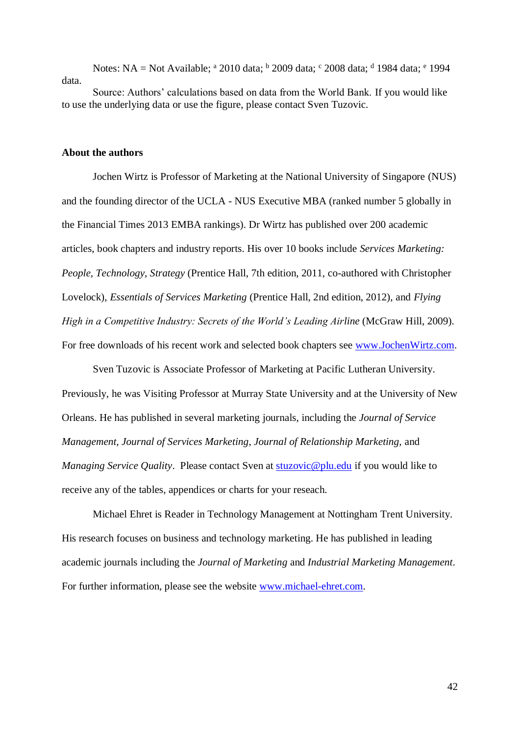Notes: NA = Not Available; [a] 2010 data; [b] 2009 data; [c] 2008 data; [d] 1984 data; [e] 1994 data.

Source: Authors' calculations based on data from the World Bank. If you would like to use the underlying data or use the figure, please contact Sven Tuzovic.

**About the authors**

Jochen Wirtz is Professor of Marketing at the National University of Singapore (NUS) and the founding director of the UCLA - NUS Executive MBA (ranked number 5 globally in the Financial Times 2013 EMBA rankings). Dr Wirtz has published over 200 academic articles, book chapters and industry reports. His over 10 books include *Services Marketing: People, Technology, Strategy* (Prentice Hall, 7th edition, 2011, co-authored with Christopher Lovelock), *Essentials of Services Marketing* (Prentice Hall, 2nd edition, 2012), and *Flying High in a Competitive Industry: Secrets of the World's Leading Airline* (McGraw Hill, 2009). For free downloads of his recent work and selected book chapters see www.JochenWirtz.com.

Sven Tuzovic is Associate Professor of Marketing at Pacific Lutheran University. Previously, he was Visiting Professor at Murray State University and at the University of New Orleans. He has published in several marketing journals, including the *Journal of Service Management*, *Journal of Services Marketing*, *Journal of Relationship Marketing*, and *Managing Service Quality*. Please contact Sven at stuzovic@plu.edu if you would like to receive any of the tables, appendices or charts for your reseach.

Michael Ehret is Reader in Technology Management at Nottingham Trent University. His research focuses on business and technology marketing. He has published in leading academic journals including the *Journal of Marketing* and *Industrial Marketing Management*. For further information, please see the website www.michael-ehret.com.